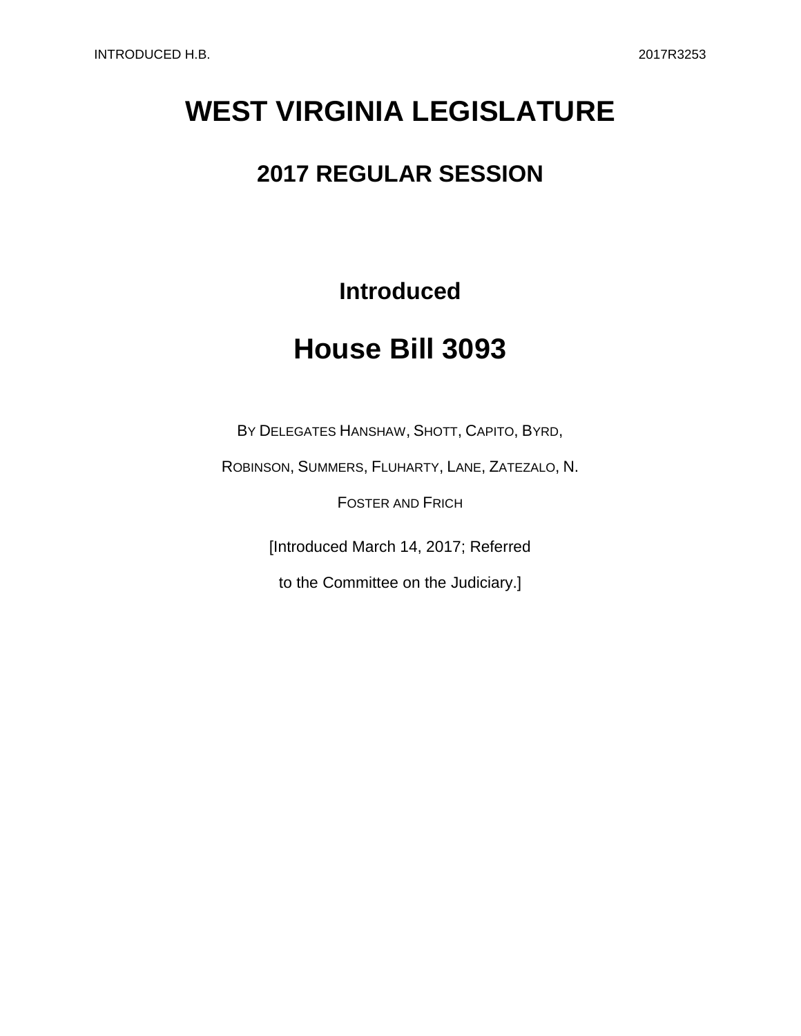# WEST VIRGINIA LEGISLATURE

## 2017 REGULAR SESSION

### Introduced

# House Bill 3093

BY DELEGATES HANSHAW, SHOTT, CAPITO, BYRD, ROBINSON, SUMMERS, FLUHARTY, LANE, ZATEZALO, N. FOSTER AND FRICH

[Introduced March 14, 2017; Referred to the Committee on the Judiciary.]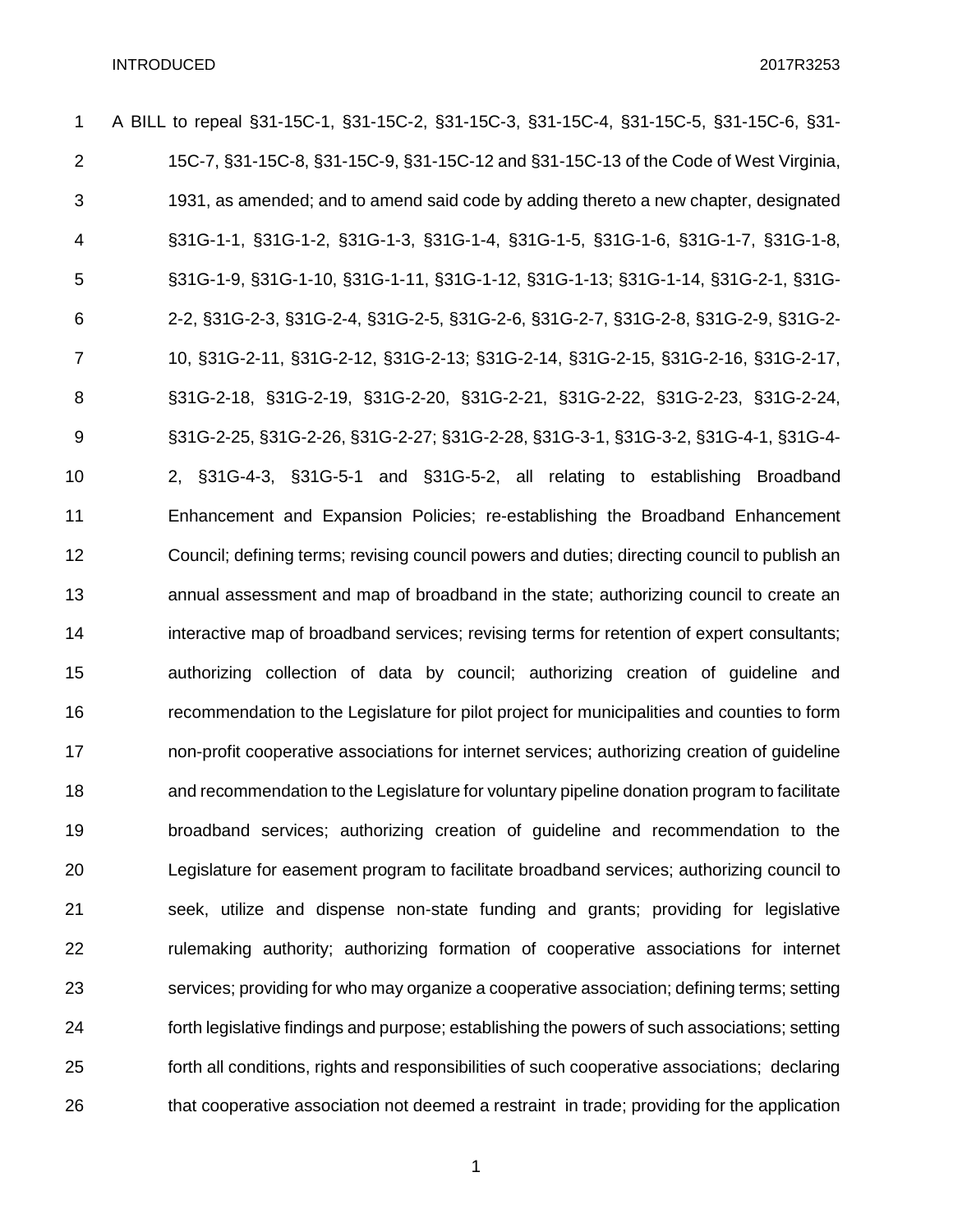A BILL to repeal §31-15C-1, §31-15C-2, §31-15C-3, §31-15C-4, §31-15C-5, §31-15C-6, §31-15C-7, §31-15C-8, §31-15C-9, §31-15C-12 and §31-15C-13 of the Code of West Virginia, 1931, as amended; and to amend said code by adding thereto a new chapter, designated §31G-1-1, §31G-1-2, §31G-1-3, §31G-1-4, §31G-1-5, §31G-1-6, §31G-1-7, §31G-1-8, §31G-1-9, §31G-1-10, §31G-1-11, §31G-1-12, §31G-1-13; §31G-1-14, §31G-2-1, §31G-2-2, §31G-2-3, §31G-2-4, §31G-2-5, §31G-2-6, §31G-2-7, §31G-2-8, §31G-2-9, §31G-2-10, §31G-2-11, §31G-2-12, §31G-2-13; §31G-2-14, §31G-2-15, §31G-2-16, §31G-2-17, §31G-2-18, §31G-2-19, §31G-2-20, §31G-2-21, §31G-2-22, §31G-2-23, §31G-2-24, §31G-2-25, §31G-2-26, §31G-2-27; §31G-2-28, §31G-3-1, §31G-3-2, §31G-4-1, §31G-4-2, §31G-4-3, §31G-5-1 and §31G-5-2, all relating to establishing Broadband Enhancement and Expansion Policies; re-establishing the Broadband Enhancement Council; defining terms; revising council powers and duties; directing council to publish an annual assessment and map of broadband in the state; authorizing council to create an interactive map of broadband services; revising terms for retention of expert consultants; authorizing collection of data by council; authorizing creation of guideline and recommendation to the Legislature for pilot project for municipalities and counties to form non-profit cooperative associations for internet services; authorizing creation of guideline and recommendation to the Legislature for voluntary pipeline donation program to facilitate broadband services; authorizing creation of guideline and recommendation to the Legislature for easement program to facilitate broadband services; authorizing council to seek, utilize and dispense non-state funding and grants; providing for legislative rulemaking authority; authorizing formation of cooperative associations for internet services; providing for who may organize a cooperative association; defining terms; setting forth legislative findings and purpose; establishing the powers of such associations; setting forth all conditions, rights and responsibilities of such cooperative associations; declaring that cooperative association not deemed a restraint in trade; providing for the application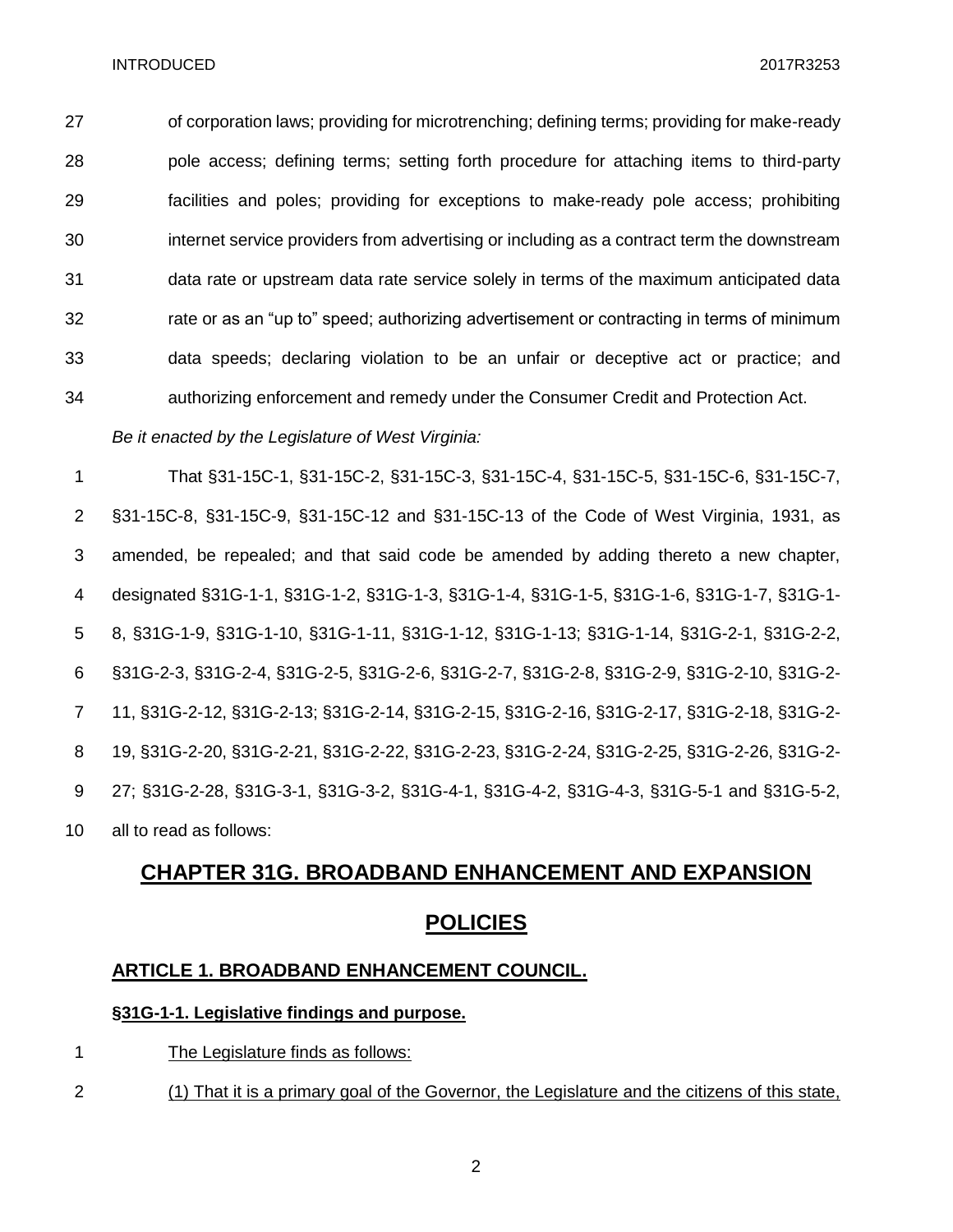of corporation laws; providing for microtrenching; defining terms; providing for make-ready pole access; defining terms; setting forth procedure for attaching items to third-party facilities and poles; providing for exceptions to make-ready pole access; prohibiting internet service providers from advertising or including as a contract term the downstream data rate or upstream data rate service solely in terms of the maximum anticipated data rate or as an "up to" speed; authorizing advertisement or contracting in terms of minimum data speeds; declaring violation to be an unfair or deceptive act or practice; and authorizing enforcement and remedy under the Consumer Credit and Protection Act.

*Be it enacted by the Legislature of West Virginia:*

That §31-15C-1, §31-15C-2, §31-15C-3, §31-15C-4, §31-15C-5, §31-15C-6, §31-15C-7, §31-15C-8, §31-15C-9, §31-15C-12 and §31-15C-13 of the Code of West Virginia, 1931, as amended, be repealed; and that said code be amended by adding thereto a new chapter, designated §31G-1-1, §31G-1-2, §31G-1-3, §31G-1-4, §31G-1-5, §31G-1-6, §31G-1-7, §31G-1-8, §31G-1-9, §31G-1-10, §31G-1-11, §31G-1-12, §31G-1-13; §31G-1-14, §31G-2-1, §31G-2-2, §31G-2-3, §31G-2-4, §31G-2-5, §31G-2-6, §31G-2-7, §31G-2-8, §31G-2-9, §31G-2-10, §31G-2-11, §31G-2-12, §31G-2-13; §31G-2-14, §31G-2-15, §31G-2-16, §31G-2-17, §31G-2-18, §31G-2-19, §31G-2-20, §31G-2-21, §31G-2-22, §31G-2-23, §31G-2-24, §31G-2-25, §31G-2-26, §31G-2-27; §31G-2-28, §31G-3-1, §31G-3-2, §31G-4-1, §31G-4-2, §31G-4-3, §31G-5-1 and §31G-5-2, all to read as follows:

# CHAPTER 31G. BROADBAND ENHANCEMENT AND EXPANSION POLICIES

## ARTICLE 1. BROADBAND ENHANCEMENT COUNCIL.

### §31G-1-1. Legislative findings and purpose.

The Legislature finds as follows:

(1) That it is a primary goal of the Governor, the Legislature and the citizens of this state,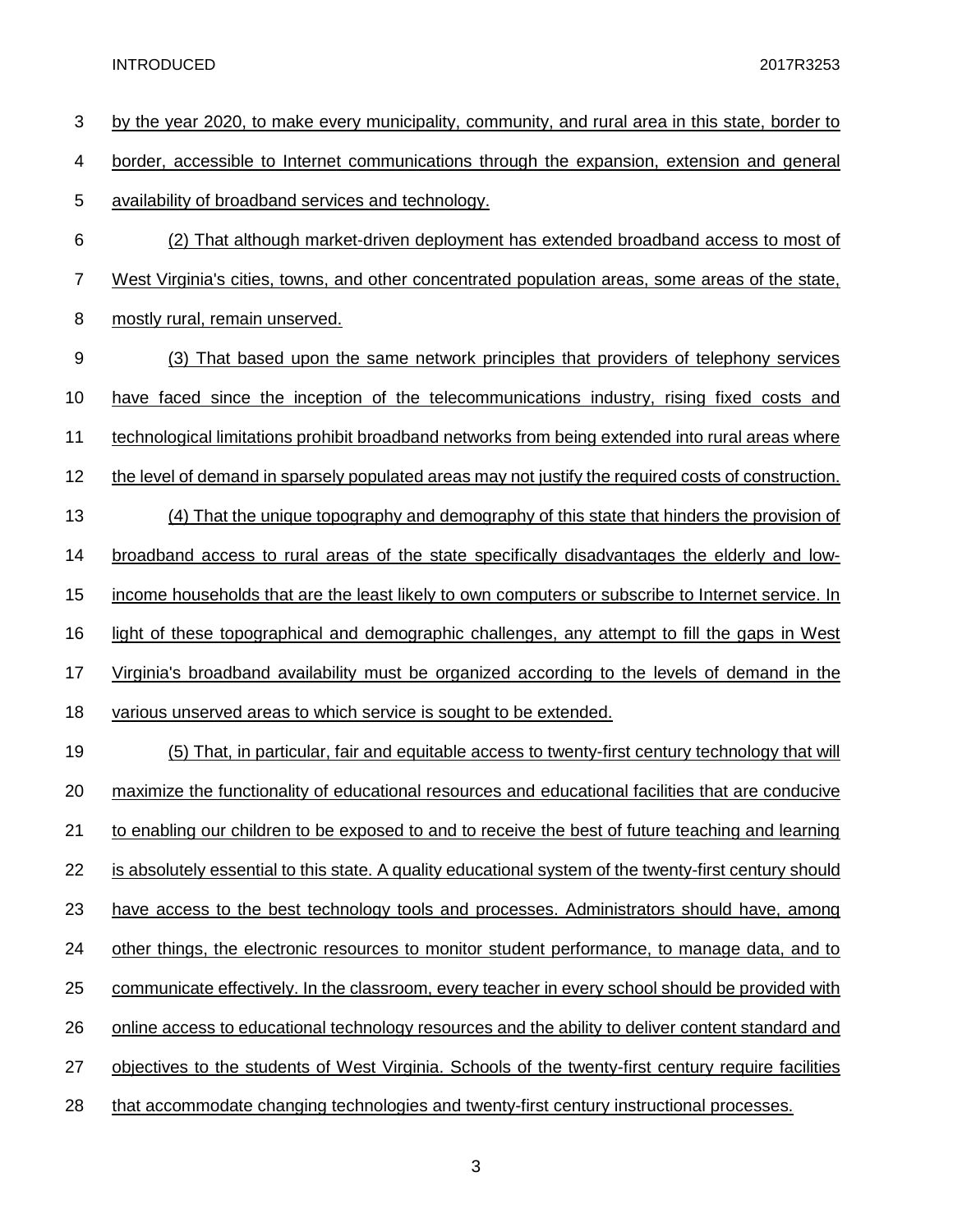by the year 2020, to make every municipality, community, and rural area in this state, border to border, accessible to Internet communications through the expansion, extension and general availability of broadband services and technology.

(2) That although market-driven deployment has extended broadband access to most of West Virginia's cities, towns, and other concentrated population areas, some areas of the state, mostly rural, remain unserved.

(3) That based upon the same network principles that providers of telephony services have faced since the inception of the telecommunications industry, rising fixed costs and technological limitations prohibit broadband networks from being extended into rural areas where the level of demand in sparsely populated areas may not justify the required costs of construction.

(4) That the unique topography and demography of this state that hinders the provision of broadband access to rural areas of the state specifically disadvantages the elderly and low-income households that are the least likely to own computers or subscribe to Internet service. In light of these topographical and demographic challenges, any attempt to fill the gaps in West Virginia's broadband availability must be organized according to the levels of demand in the various unserved areas to which service is sought to be extended.

(5) That, in particular, fair and equitable access to twenty-first century technology that will maximize the functionality of educational resources and educational facilities that are conducive to enabling our children to be exposed to and to receive the best of future teaching and learning is absolutely essential to this state. A quality educational system of the twenty-first century should have access to the best technology tools and processes. Administrators should have, among other things, the electronic resources to monitor student performance, to manage data, and to communicate effectively. In the classroom, every teacher in every school should be provided with online access to educational technology resources and the ability to deliver content standard and objectives to the students of West Virginia. Schools of the twenty-first century require facilities that accommodate changing technologies and twenty-first century instructional processes.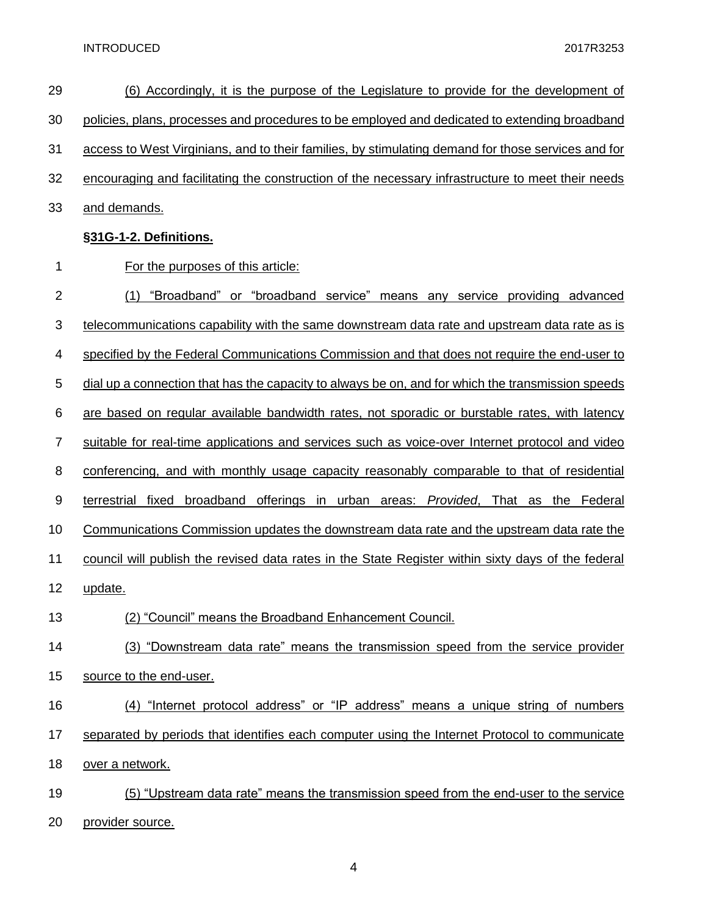(6) Accordingly, it is the purpose of the Legislature to provide for the development of policies, plans, processes and procedures to be employed and dedicated to extending broadband access to West Virginians, and to their families, by stimulating demand for those services and for encouraging and facilitating the construction of the necessary infrastructure to meet their needs and demands.

**§31G-1-2. Definitions.**

For the purposes of this article:

(1) "Broadband" or "broadband service" means any service providing advanced telecommunications capability with the same downstream data rate and upstream data rate as is specified by the Federal Communications Commission and that does not require the end-user to dial up a connection that has the capacity to always be on, and for which the transmission speeds are based on regular available bandwidth rates, not sporadic or burstable rates, with latency suitable for real-time applications and services such as voice-over Internet protocol and video conferencing, and with monthly usage capacity reasonably comparable to that of residential terrestrial fixed broadband offerings in urban areas: *Provided*, That as the Federal Communications Commission updates the downstream data rate and the upstream data rate the council will publish the revised data rates in the State Register within sixty days of the federal update.

(2) "Council" means the Broadband Enhancement Council.

(3) "Downstream data rate" means the transmission speed from the service provider source to the end-user.

(4) "Internet protocol address" or "IP address" means a unique string of numbers separated by periods that identifies each computer using the Internet Protocol to communicate over a network.

(5) "Upstream data rate" means the transmission speed from the end-user to the service provider source.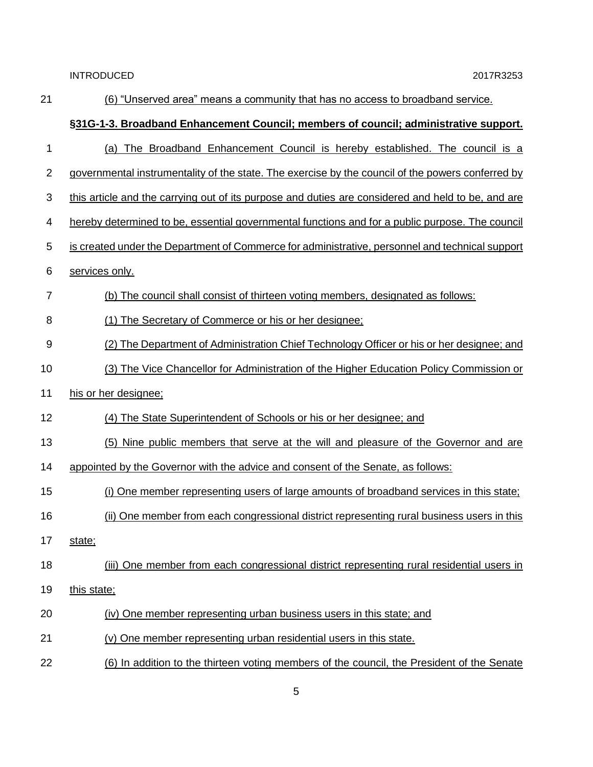(6) "Unserved area" means a community that has no access to broadband service.

**§31G-1-3. Broadband Enhancement Council; members of council; administrative support.**

(a) The Broadband Enhancement Council is hereby established. The council is a governmental instrumentality of the state. The exercise by the council of the powers conferred by this article and the carrying out of its purpose and duties are considered and held to be, and are hereby determined to be, essential governmental functions and for a public purpose. The council is created under the Department of Commerce for administrative, personnel and technical support services only.

(b) The council shall consist of thirteen voting members, designated as follows:

(1) The Secretary of Commerce or his or her designee;

(2) The Department of Administration Chief Technology Officer or his or her designee; and

(3) The Vice Chancellor for Administration of the Higher Education Policy Commission or his or her designee;

(4) The State Superintendent of Schools or his or her designee; and

(5) Nine public members that serve at the will and pleasure of the Governor and are appointed by the Governor with the advice and consent of the Senate, as follows:

(i) One member representing users of large amounts of broadband services in this state;

(ii) One member from each congressional district representing rural business users in this state;

(iii) One member from each congressional district representing rural residential users in this state;

(iv) One member representing urban business users in this state; and

(v) One member representing urban residential users in this state.

(6) In addition to the thirteen voting members of the council, the President of the Senate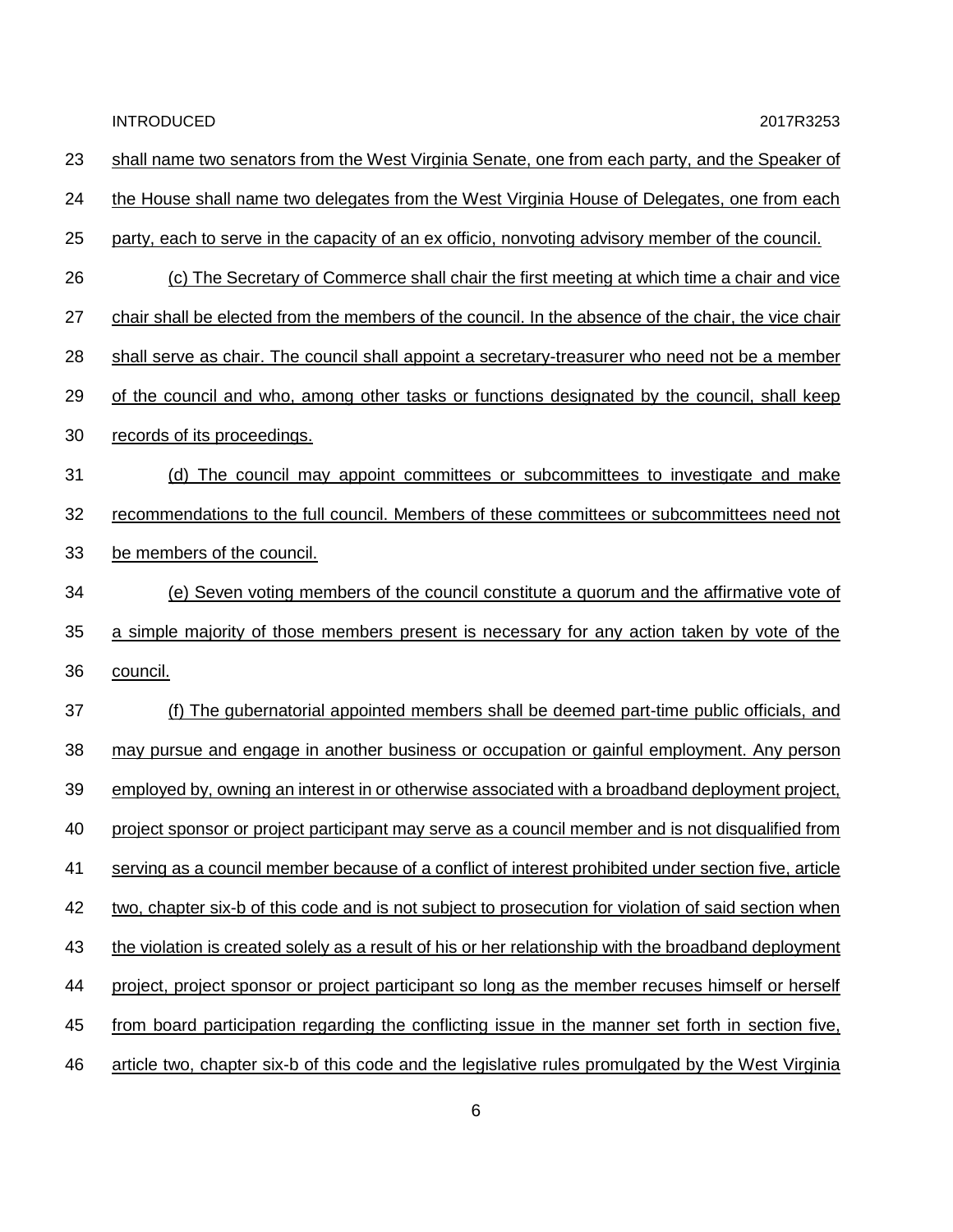shall name two senators from the West Virginia Senate, one from each party, and the Speaker of the House shall name two delegates from the West Virginia House of Delegates, one from each party, each to serve in the capacity of an ex officio, nonvoting advisory member of the council.

(c) The Secretary of Commerce shall chair the first meeting at which time a chair and vice chair shall be elected from the members of the council. In the absence of the chair, the vice chair shall serve as chair. The council shall appoint a secretary-treasurer who need not be a member of the council and who, among other tasks or functions designated by the council, shall keep records of its proceedings.

(d) The council may appoint committees or subcommittees to investigate and make recommendations to the full council. Members of these committees or subcommittees need not be members of the council.

(e) Seven voting members of the council constitute a quorum and the affirmative vote of a simple majority of those members present is necessary for any action taken by vote of the council.

(f) The gubernatorial appointed members shall be deemed part-time public officials, and may pursue and engage in another business or occupation or gainful employment. Any person employed by, owning an interest in or otherwise associated with a broadband deployment project, project sponsor or project participant may serve as a council member and is not disqualified from serving as a council member because of a conflict of interest prohibited under section five, article two, chapter six-b of this code and is not subject to prosecution for violation of said section when the violation is created solely as a result of his or her relationship with the broadband deployment project, project sponsor or project participant so long as the member recuses himself or herself from board participation regarding the conflicting issue in the manner set forth in section five, article two, chapter six-b of this code and the legislative rules promulgated by the West Virginia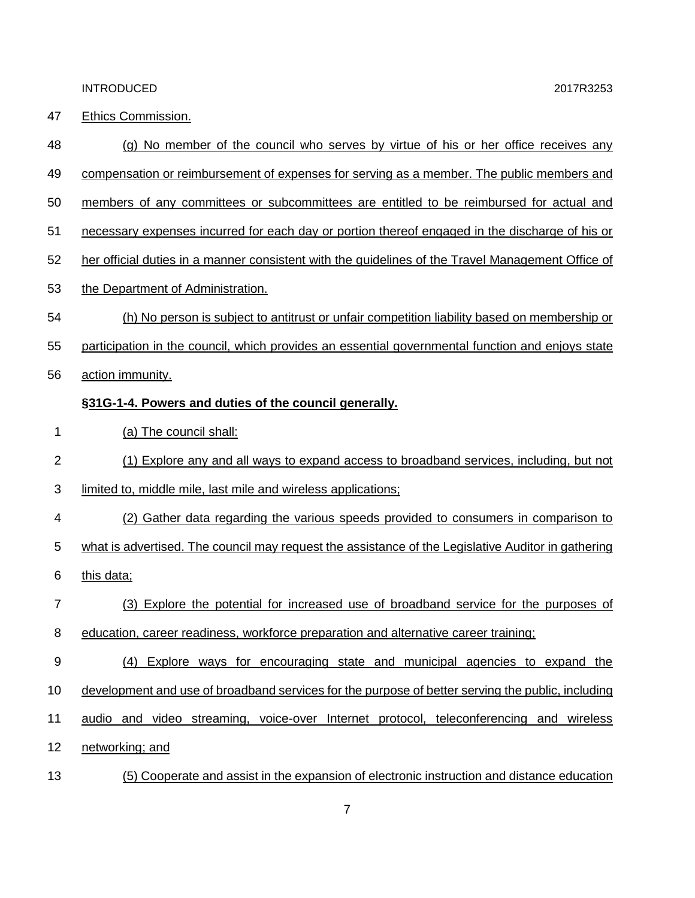Ethics Commission.

(g) No member of the council who serves by virtue of his or her office receives any compensation or reimbursement of expenses for serving as a member. The public members and members of any committees or subcommittees are entitled to be reimbursed for actual and necessary expenses incurred for each day or portion thereof engaged in the discharge of his or her official duties in a manner consistent with the guidelines of the Travel Management Office of the Department of Administration.

(h) No person is subject to antitrust or unfair competition liability based on membership or participation in the council, which provides an essential governmental function and enjoys state action immunity.

**§31G-1-4. Powers and duties of the council generally.**

(a) The council shall:

(1) Explore any and all ways to expand access to broadband services, including, but not limited to, middle mile, last mile and wireless applications;

(2) Gather data regarding the various speeds provided to consumers in comparison to what is advertised. The council may request the assistance of the Legislative Auditor in gathering this data;

(3) Explore the potential for increased use of broadband service for the purposes of education, career readiness, workforce preparation and alternative career training;

(4) Explore ways for encouraging state and municipal agencies to expand the development and use of broadband services for the purpose of better serving the public, including audio and video streaming, voice-over Internet protocol, teleconferencing and wireless networking; and

(5) Cooperate and assist in the expansion of electronic instruction and distance education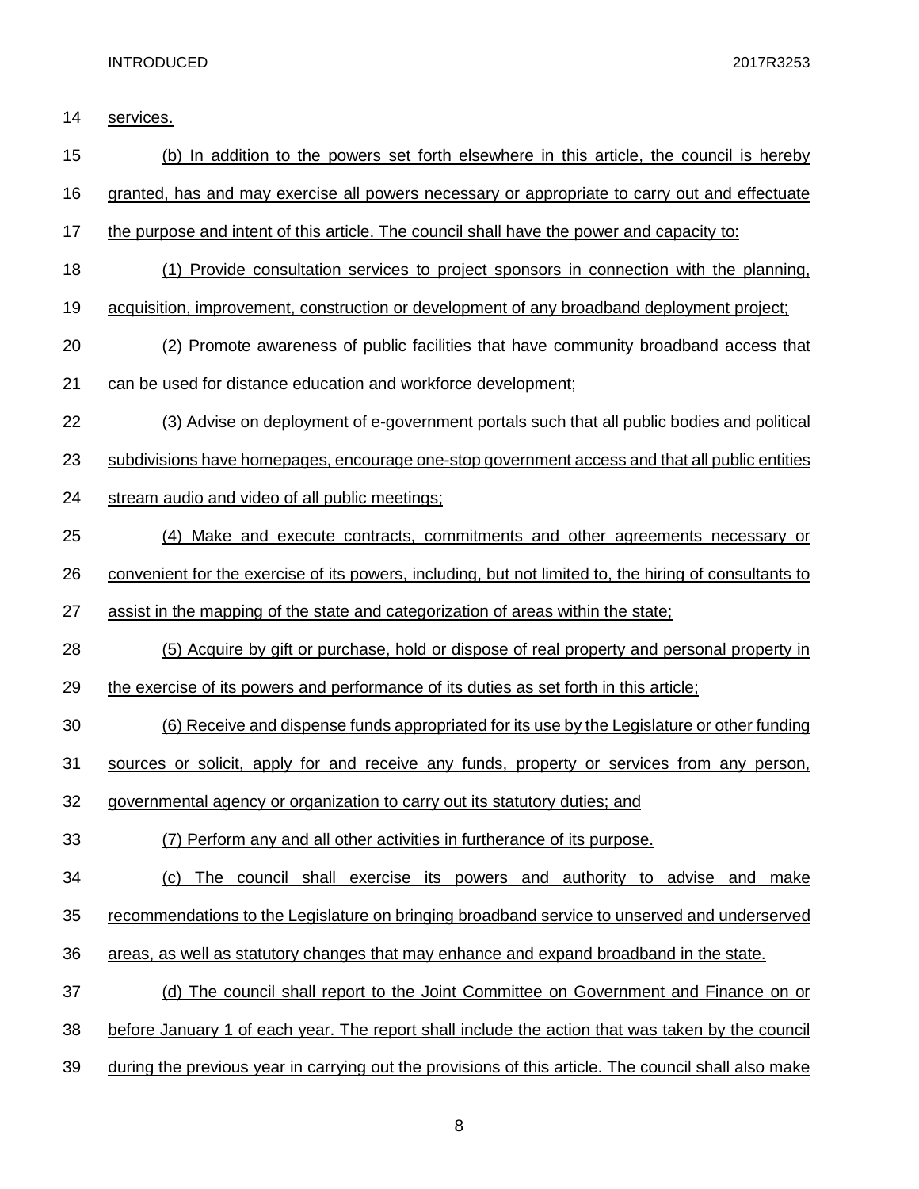services.

(b) In addition to the powers set forth elsewhere in this article, the council is hereby granted, has and may exercise all powers necessary or appropriate to carry out and effectuate the purpose and intent of this article. The council shall have the power and capacity to:

(1) Provide consultation services to project sponsors in connection with the planning, acquisition, improvement, construction or development of any broadband deployment project;

(2) Promote awareness of public facilities that have community broadband access that can be used for distance education and workforce development;

(3) Advise on deployment of e-government portals such that all public bodies and political subdivisions have homepages, encourage one-stop government access and that all public entities stream audio and video of all public meetings;

(4) Make and execute contracts, commitments and other agreements necessary or convenient for the exercise of its powers, including, but not limited to, the hiring of consultants to assist in the mapping of the state and categorization of areas within the state;

(5) Acquire by gift or purchase, hold or dispose of real property and personal property in the exercise of its powers and performance of its duties as set forth in this article;

(6) Receive and dispense funds appropriated for its use by the Legislature or other funding sources or solicit, apply for and receive any funds, property or services from any person, governmental agency or organization to carry out its statutory duties; and

(7) Perform any and all other activities in furtherance of its purpose.

(c) The council shall exercise its powers and authority to advise and make recommendations to the Legislature on bringing broadband service to unserved and underserved areas, as well as statutory changes that may enhance and expand broadband in the state.

(d) The council shall report to the Joint Committee on Government and Finance on or before January 1 of each year. The report shall include the action that was taken by the council during the previous year in carrying out the provisions of this article. The council shall also make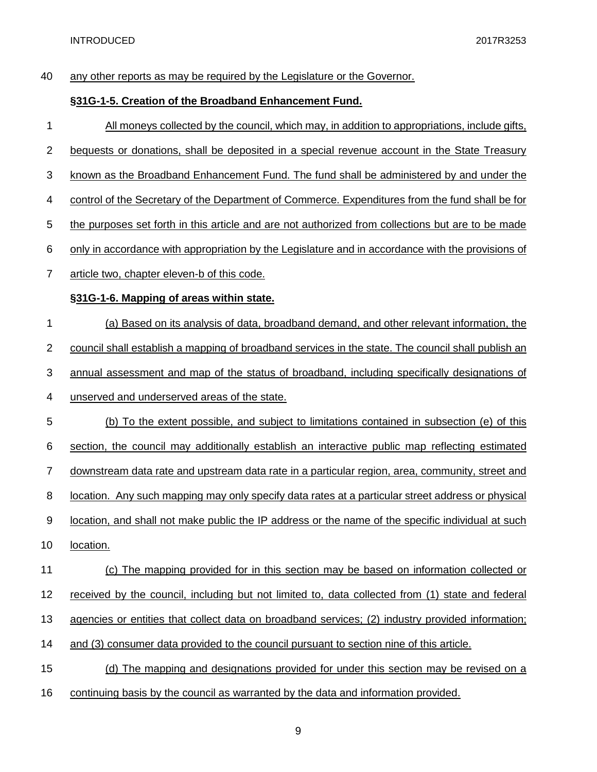any other reports as may be required by the Legislature or the Governor.

**§31G-1-5. Creation of the Broadband Enhancement Fund.**

All moneys collected by the council, which may, in addition to appropriations, include gifts, bequests or donations, shall be deposited in a special revenue account in the State Treasury known as the Broadband Enhancement Fund. The fund shall be administered by and under the control of the Secretary of the Department of Commerce. Expenditures from the fund shall be for the purposes set forth in this article and are not authorized from collections but are to be made only in accordance with appropriation by the Legislature and in accordance with the provisions of article two, chapter eleven-b of this code.

**§31G-1-6. Mapping of areas within state.**

(a) Based on its analysis of data, broadband demand, and other relevant information, the council shall establish a mapping of broadband services in the state. The council shall publish an annual assessment and map of the status of broadband, including specifically designations of unserved and underserved areas of the state.

(b) To the extent possible, and subject to limitations contained in subsection (e) of this section, the council may additionally establish an interactive public map reflecting estimated downstream data rate and upstream data rate in a particular region, area, community, street and location. Any such mapping may only specify data rates at a particular street address or physical location, and shall not make public the IP address or the name of the specific individual at such location.

(c) The mapping provided for in this section may be based on information collected or received by the council, including but not limited to, data collected from (1) state and federal agencies or entities that collect data on broadband services; (2) industry provided information; and (3) consumer data provided to the council pursuant to section nine of this article.

(d) The mapping and designations provided for under this section may be revised on a continuing basis by the council as warranted by the data and information provided.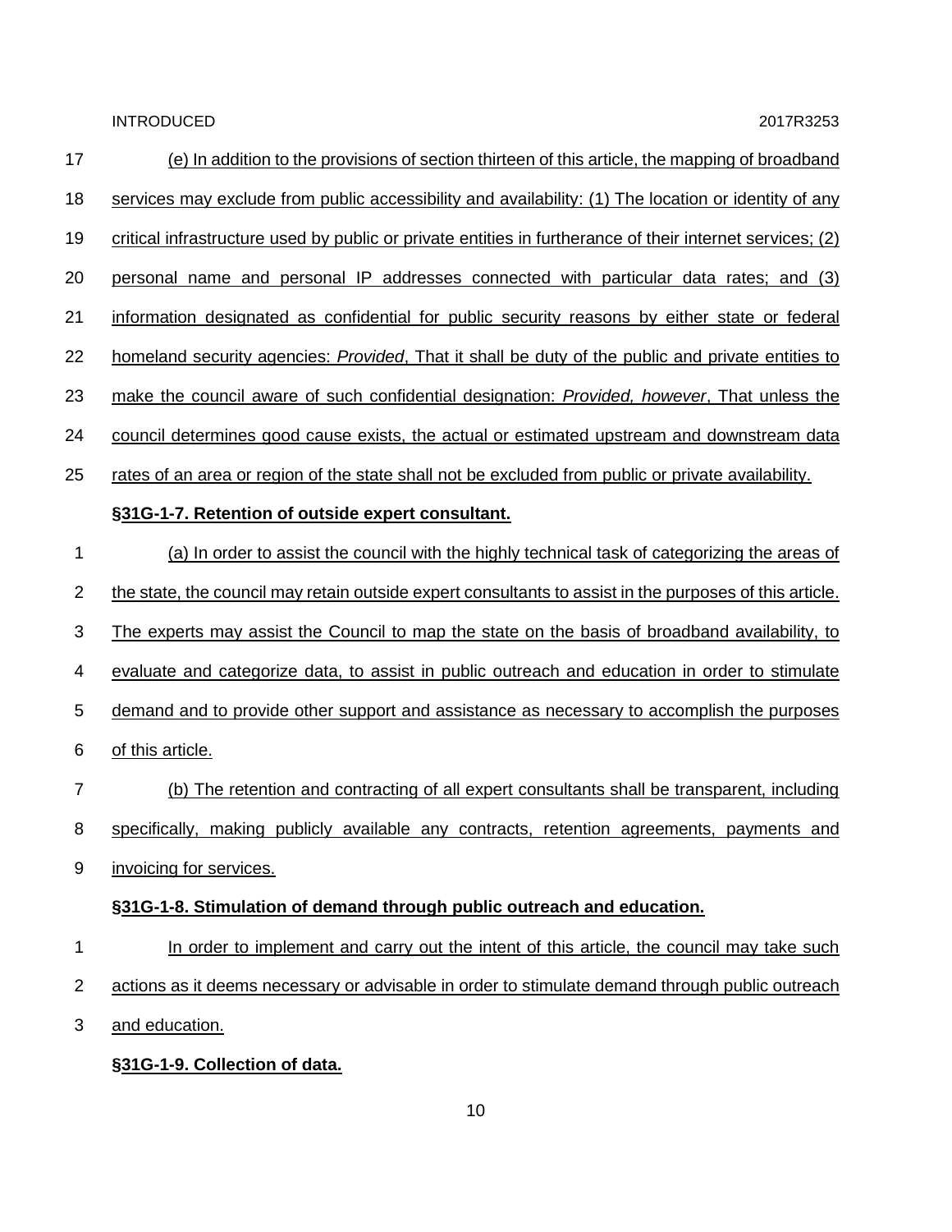(e) In addition to the provisions of section thirteen of this article, the mapping of broadband services may exclude from public accessibility and availability: (1) The location or identity of any critical infrastructure used by public or private entities in furtherance of their internet services; (2) personal name and personal IP addresses connected with particular data rates; and (3) information designated as confidential for public security reasons by either state or federal homeland security agencies: *Provided*, That it shall be duty of the public and private entities to make the council aware of such confidential designation: *Provided, however*, That unless the council determines good cause exists, the actual or estimated upstream and downstream data rates of an area or region of the state shall not be excluded from public or private availability.

**§31G-1-7. Retention of outside expert consultant.**

(a) In order to assist the council with the highly technical task of categorizing the areas of the state, the council may retain outside expert consultants to assist in the purposes of this article. The experts may assist the Council to map the state on the basis of broadband availability, to evaluate and categorize data, to assist in public outreach and education in order to stimulate demand and to provide other support and assistance as necessary to accomplish the purposes of this article.

(b) The retention and contracting of all expert consultants shall be transparent, including specifically, making publicly available any contracts, retention agreements, payments and invoicing for services.

**§31G-1-8. Stimulation of demand through public outreach and education.**

In order to implement and carry out the intent of this article, the council may take such actions as it deems necessary or advisable in order to stimulate demand through public outreach and education.

**§31G-1-9. Collection of data.**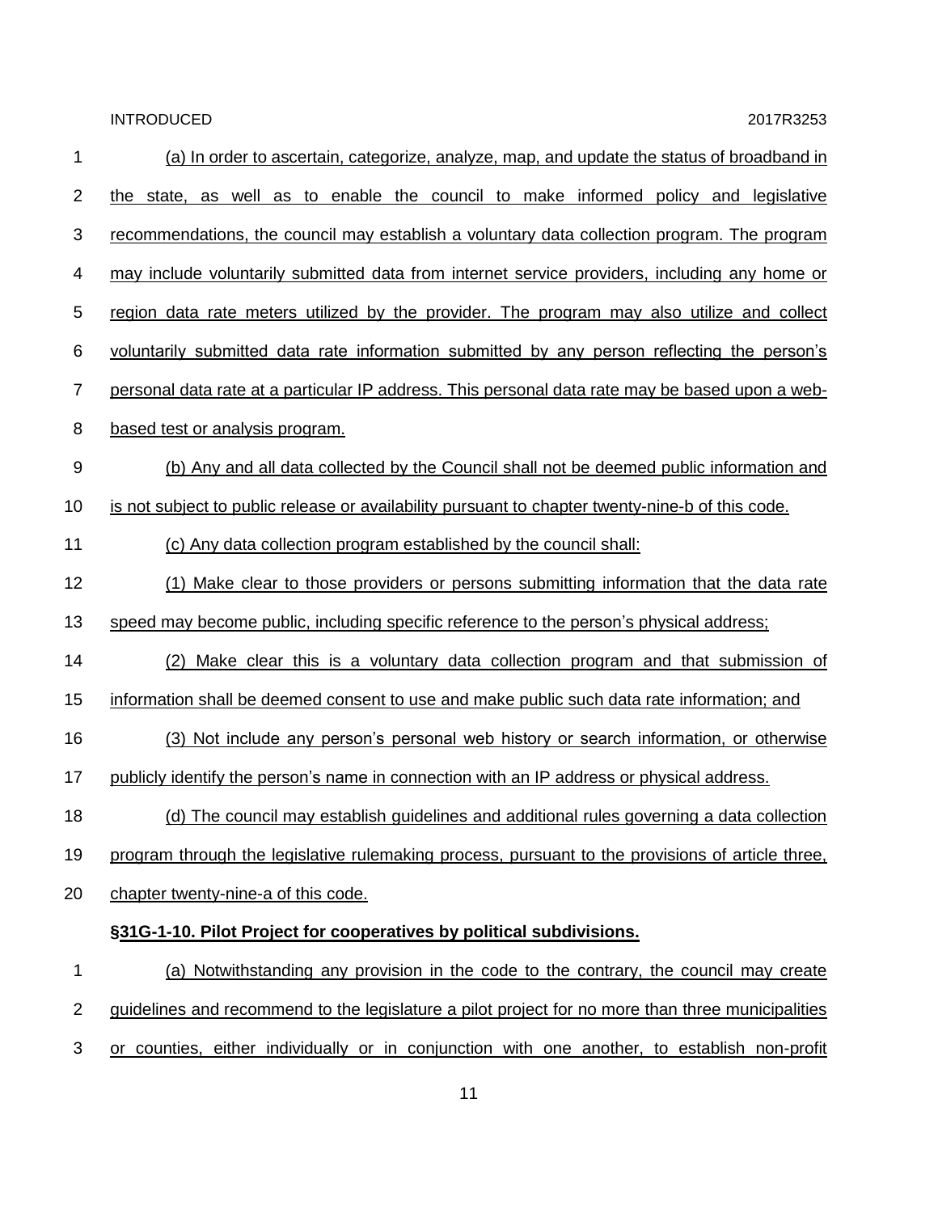(a) In order to ascertain, categorize, analyze, map, and update the status of broadband in the state, as well as to enable the council to make informed policy and legislative recommendations, the council may establish a voluntary data collection program. The program may include voluntarily submitted data from internet service providers, including any home or region data rate meters utilized by the provider. The program may also utilize and collect voluntarily submitted data rate information submitted by any person reflecting the person's personal data rate at a particular IP address. This personal data rate may be based upon a web-based test or analysis program.

(b) Any and all data collected by the Council shall not be deemed public information and is not subject to public release or availability pursuant to chapter twenty-nine-b of this code.

(c) Any data collection program established by the council shall:

(1) Make clear to those providers or persons submitting information that the data rate speed may become public, including specific reference to the person's physical address;

(2) Make clear this is a voluntary data collection program and that submission of information shall be deemed consent to use and make public such data rate information; and

(3) Not include any person's personal web history or search information, or otherwise publicly identify the person's name in connection with an IP address or physical address.

(d) The council may establish guidelines and additional rules governing a data collection program through the legislative rulemaking process, pursuant to the provisions of article three, chapter twenty-nine-a of this code.

**§31G-1-10. Pilot Project for cooperatives by political subdivisions.**

(a) Notwithstanding any provision in the code to the contrary, the council may create guidelines and recommend to the legislature a pilot project for no more than three municipalities or counties, either individually or in conjunction with one another, to establish non-profit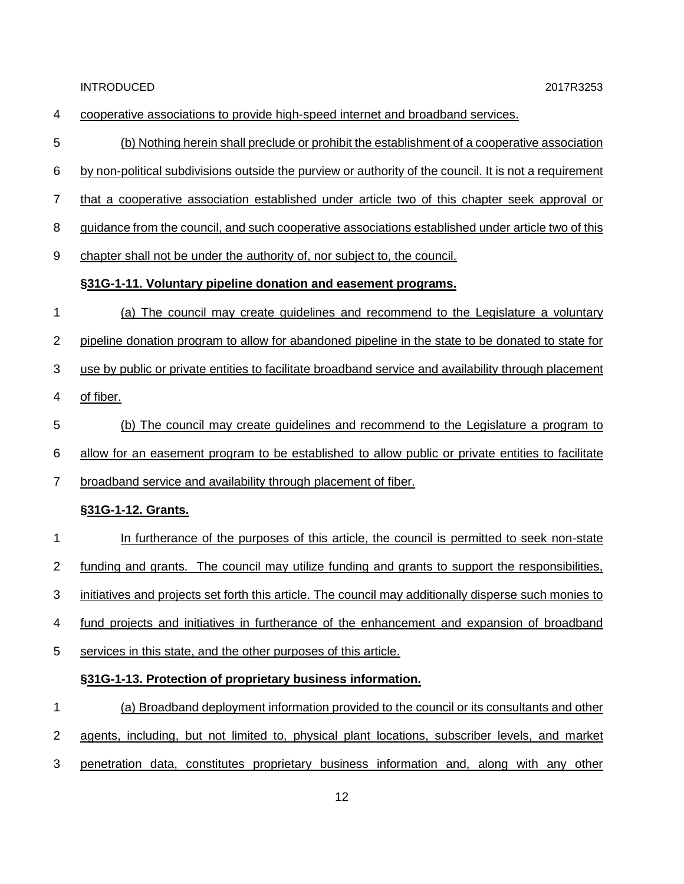cooperative associations to provide high-speed internet and broadband services.

(b) Nothing herein shall preclude or prohibit the establishment of a cooperative association by non-political subdivisions outside the purview or authority of the council. It is not a requirement that a cooperative association established under article two of this chapter seek approval or guidance from the council, and such cooperative associations established under article two of this chapter shall not be under the authority of, nor subject to, the council.

**§31G-1-11. Voluntary pipeline donation and easement programs.**

(a) The council may create guidelines and recommend to the Legislature a voluntary pipeline donation program to allow for abandoned pipeline in the state to be donated to state for use by public or private entities to facilitate broadband service and availability through placement of fiber.

(b) The council may create guidelines and recommend to the Legislature a program to allow for an easement program to be established to allow public or private entities to facilitate broadband service and availability through placement of fiber.

**§31G-1-12. Grants.**

In furtherance of the purposes of this article, the council is permitted to seek non-state funding and grants. The council may utilize funding and grants to support the responsibilities, initiatives and projects set forth this article. The council may additionally disperse such monies to fund projects and initiatives in furtherance of the enhancement and expansion of broadband services in this state, and the other purposes of this article.

**§31G-1-13. Protection of proprietary business information.**

(a) Broadband deployment information provided to the council or its consultants and other agents, including, but not limited to, physical plant locations, subscriber levels, and market penetration data, constitutes proprietary business information and, along with any other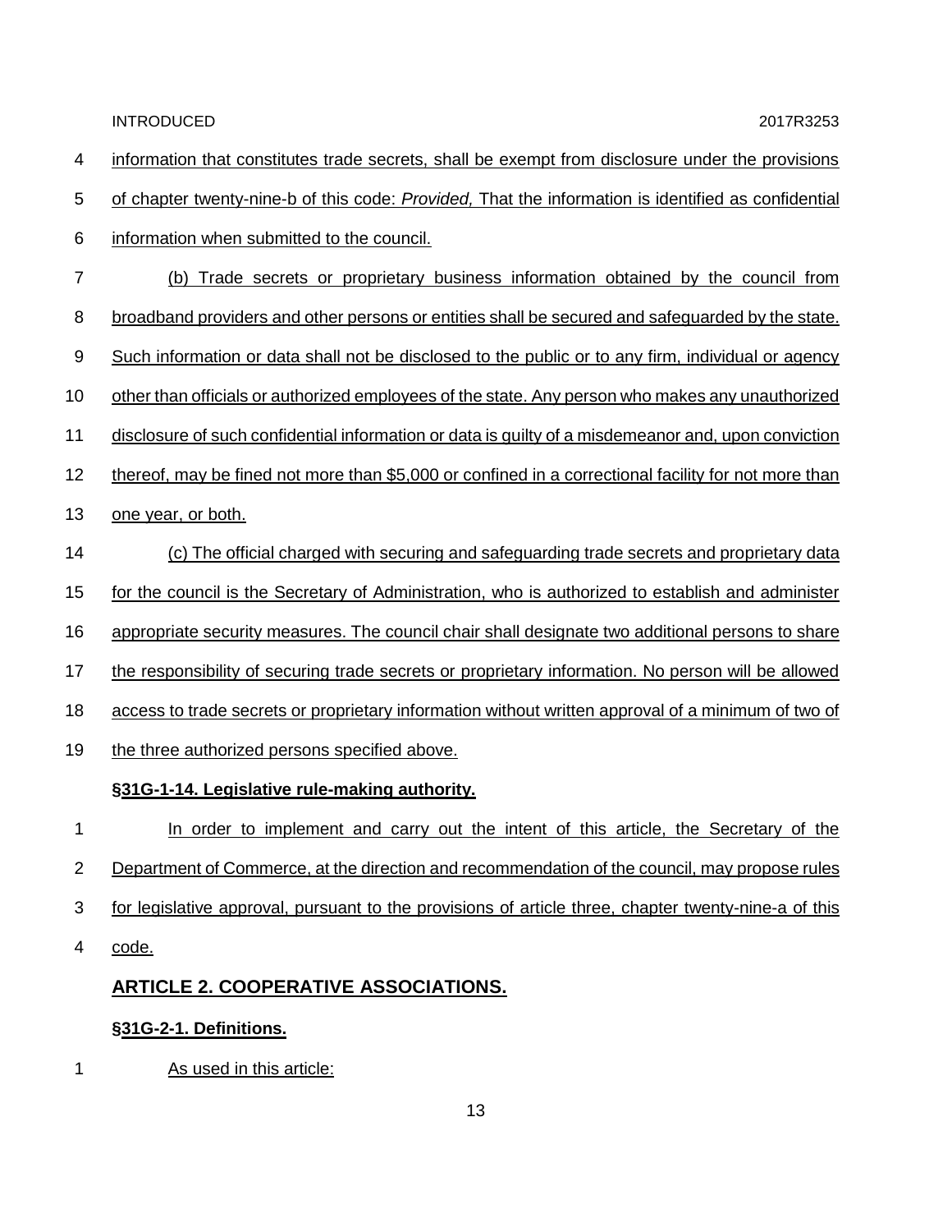information that constitutes trade secrets, shall be exempt from disclosure under the provisions of chapter twenty-nine-b of this code: *Provided,* That the information is identified as confidential information when submitted to the council.

(b) Trade secrets or proprietary business information obtained by the council from broadband providers and other persons or entities shall be secured and safeguarded by the state. Such information or data shall not be disclosed to the public or to any firm, individual or agency other than officials or authorized employees of the state. Any person who makes any unauthorized disclosure of such confidential information or data is guilty of a misdemeanor and, upon conviction thereof, may be fined not more than $5,000 or confined in a correctional facility for not more than one year, or both.

(c) The official charged with securing and safeguarding trade secrets and proprietary data for the council is the Secretary of Administration, who is authorized to establish and administer appropriate security measures. The council chair shall designate two additional persons to share the responsibility of securing trade secrets or proprietary information. No person will be allowed access to trade secrets or proprietary information without written approval of a minimum of two of the three authorized persons specified above.

### §31G-1-14. Legislative rule-making authority.

In order to implement and carry out the intent of this article, the Secretary of the Department of Commerce, at the direction and recommendation of the council, may propose rules for legislative approval, pursuant to the provisions of article three, chapter twenty-nine-a of this code.

## ARTICLE 2. COOPERATIVE ASSOCIATIONS.

### §31G-2-1. Definitions.

As used in this article: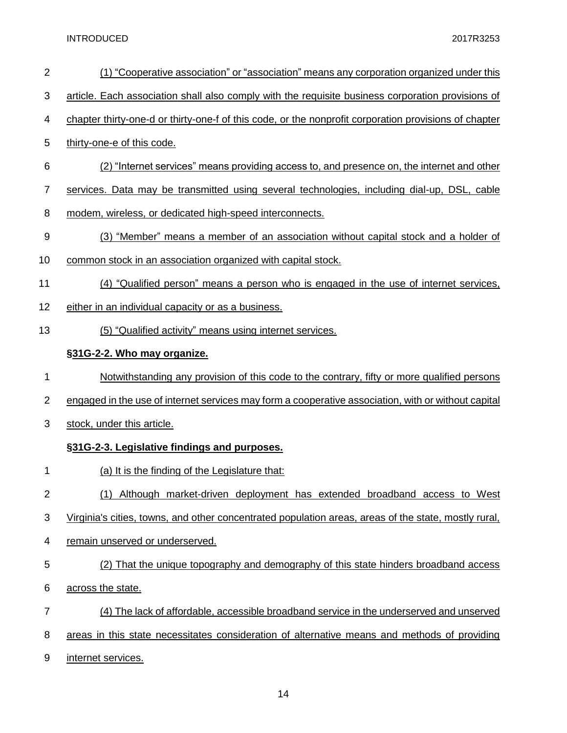(1) "Cooperative association" or "association" means any corporation organized under this article. Each association shall also comply with the requisite business corporation provisions of chapter thirty-one-d or thirty-one-f of this code, or the nonprofit corporation provisions of chapter thirty-one-e of this code.

(2) "Internet services" means providing access to, and presence on, the internet and other services. Data may be transmitted using several technologies, including dial-up, DSL, cable modem, wireless, or dedicated high-speed interconnects.

(3) "Member" means a member of an association without capital stock and a holder of common stock in an association organized with capital stock.

(4) "Qualified person" means a person who is engaged in the use of internet services, either in an individual capacity or as a business.

(5) "Qualified activity" means using internet services.

**§31G-2-2. Who may organize.**

Notwithstanding any provision of this code to the contrary, fifty or more qualified persons engaged in the use of internet services may form a cooperative association, with or without capital stock, under this article.

**§31G-2-3. Legislative findings and purposes.**

(a) It is the finding of the Legislature that:

(1) Although market-driven deployment has extended broadband access to West Virginia's cities, towns, and other concentrated population areas, areas of the state, mostly rural, remain unserved or underserved.

(2) That the unique topography and demography of this state hinders broadband access across the state.

(4) The lack of affordable, accessible broadband service in the underserved and unserved areas in this state necessitates consideration of alternative means and methods of providing internet services.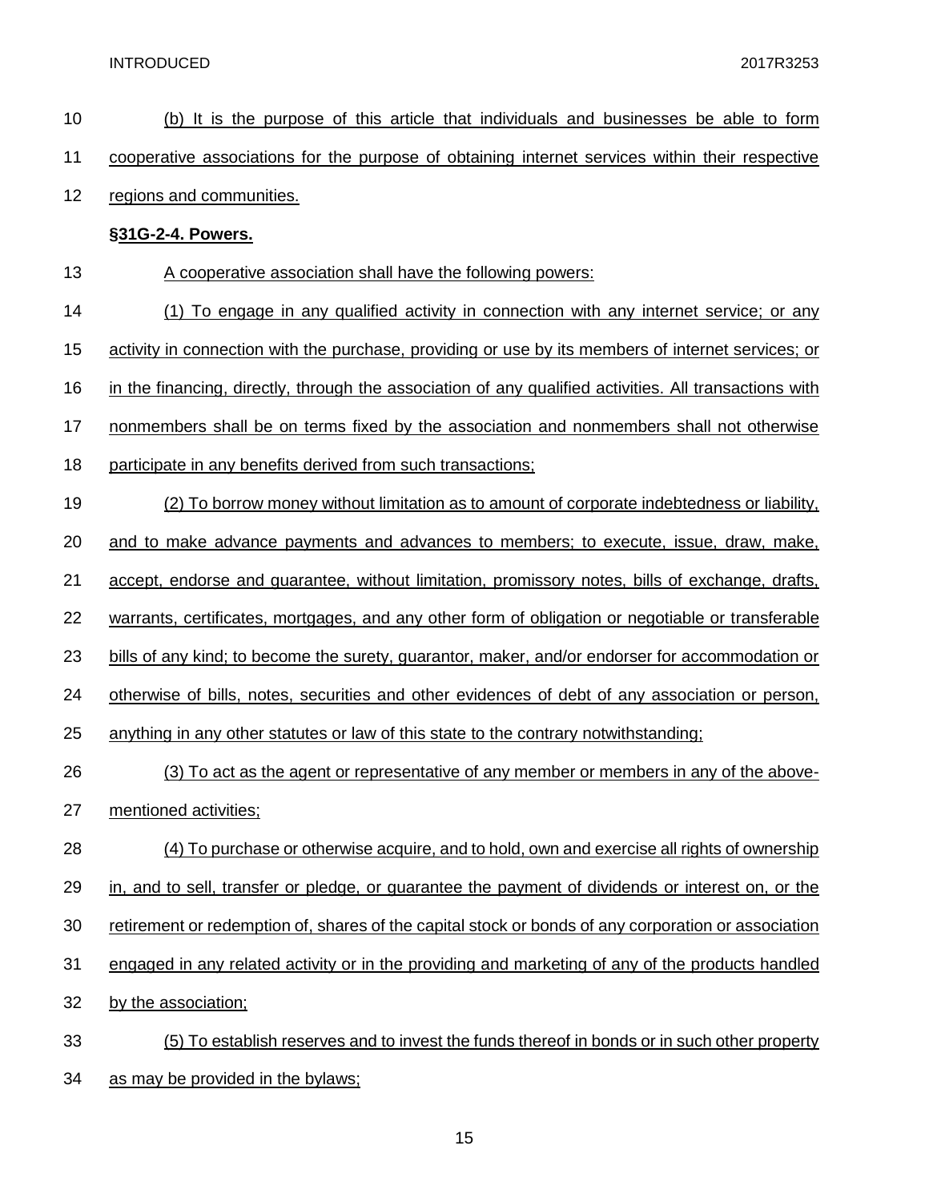(b) It is the purpose of this article that individuals and businesses be able to form cooperative associations for the purpose of obtaining internet services within their respective regions and communities.

**§31G-2-4. Powers.**

A cooperative association shall have the following powers:

(1) To engage in any qualified activity in connection with any internet service; or any activity in connection with the purchase, providing or use by its members of internet services; or in the financing, directly, through the association of any qualified activities. All transactions with nonmembers shall be on terms fixed by the association and nonmembers shall not otherwise participate in any benefits derived from such transactions;

(2) To borrow money without limitation as to amount of corporate indebtedness or liability, and to make advance payments and advances to members; to execute, issue, draw, make, accept, endorse and guarantee, without limitation, promissory notes, bills of exchange, drafts, warrants, certificates, mortgages, and any other form of obligation or negotiable or transferable bills of any kind; to become the surety, guarantor, maker, and/or endorser for accommodation or otherwise of bills, notes, securities and other evidences of debt of any association or person, anything in any other statutes or law of this state to the contrary notwithstanding;

(3) To act as the agent or representative of any member or members in any of the above-mentioned activities;

(4) To purchase or otherwise acquire, and to hold, own and exercise all rights of ownership in, and to sell, transfer or pledge, or guarantee the payment of dividends or interest on, or the retirement or redemption of, shares of the capital stock or bonds of any corporation or association engaged in any related activity or in the providing and marketing of any of the products handled by the association;

(5) To establish reserves and to invest the funds thereof in bonds or in such other property as may be provided in the bylaws;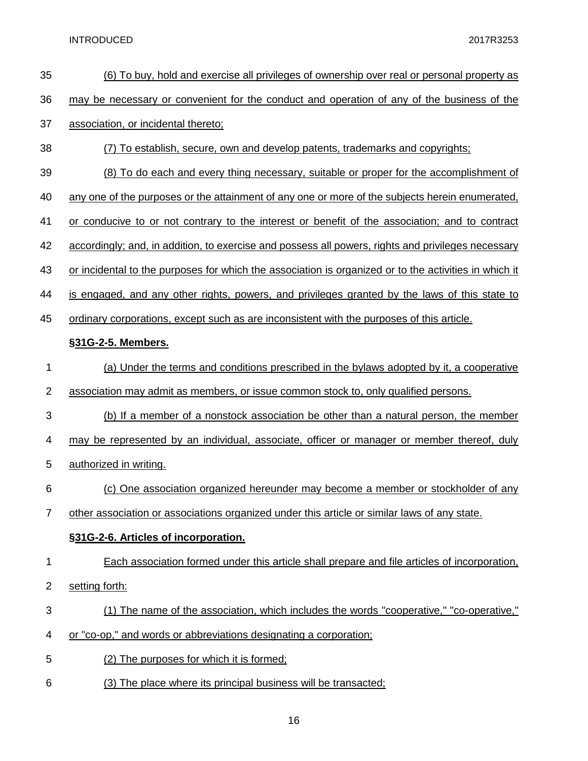(6) To buy, hold and exercise all privileges of ownership over real or personal property as may be necessary or convenient for the conduct and operation of any of the business of the association, or incidental thereto;

(7) To establish, secure, own and develop patents, trademarks and copyrights;

(8) To do each and every thing necessary, suitable or proper for the accomplishment of any one of the purposes or the attainment of any one or more of the subjects herein enumerated, or conducive to or not contrary to the interest or benefit of the association; and to contract accordingly; and, in addition, to exercise and possess all powers, rights and privileges necessary or incidental to the purposes for which the association is organized or to the activities in which it is engaged, and any other rights, powers, and privileges granted by the laws of this state to ordinary corporations, except such as are inconsistent with the purposes of this article.

**§31G-2-5. Members.**

(a) Under the terms and conditions prescribed in the bylaws adopted by it, a cooperative association may admit as members, or issue common stock to, only qualified persons.

(b) If a member of a nonstock association be other than a natural person, the member may be represented by an individual, associate, officer or manager or member thereof, duly authorized in writing.

(c) One association organized hereunder may become a member or stockholder of any other association or associations organized under this article or similar laws of any state.

**§31G-2-6. Articles of incorporation.**

Each association formed under this article shall prepare and file articles of incorporation, setting forth:

(1) The name of the association, which includes the words "cooperative," "co-operative," or "co-op," and words or abbreviations designating a corporation;

(2) The purposes for which it is formed;

(3) The place where its principal business will be transacted;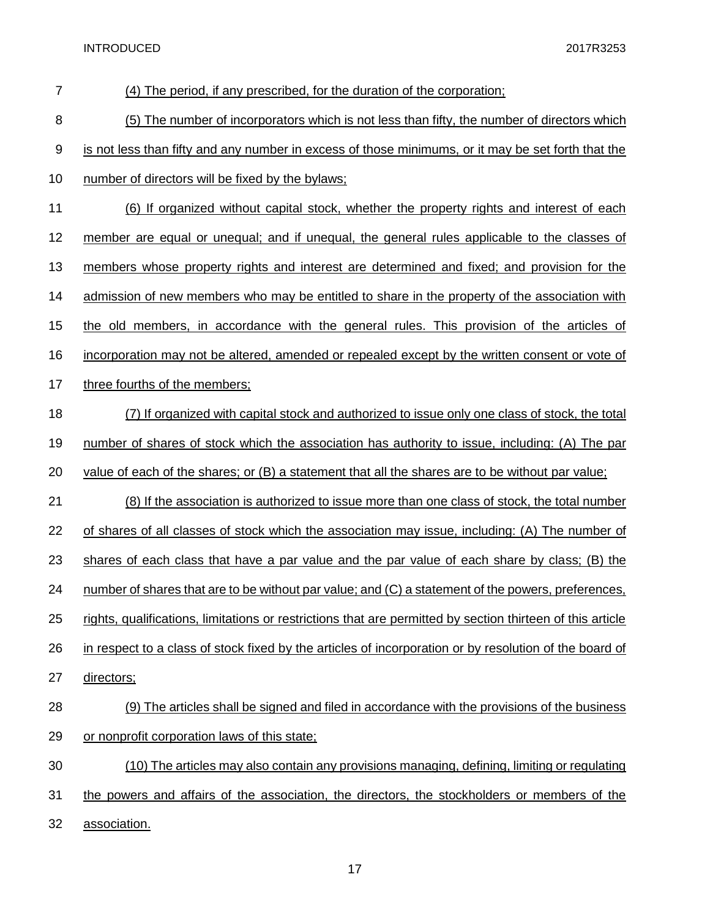(4) The period, if any prescribed, for the duration of the corporation;

(5) The number of incorporators which is not less than fifty, the number of directors which is not less than fifty and any number in excess of those minimums, or it may be set forth that the number of directors will be fixed by the bylaws;

(6) If organized without capital stock, whether the property rights and interest of each member are equal or unequal; and if unequal, the general rules applicable to the classes of members whose property rights and interest are determined and fixed; and provision for the admission of new members who may be entitled to share in the property of the association with the old members, in accordance with the general rules. This provision of the articles of incorporation may not be altered, amended or repealed except by the written consent or vote of three fourths of the members;

(7) If organized with capital stock and authorized to issue only one class of stock, the total number of shares of stock which the association has authority to issue, including: (A) The par value of each of the shares; or (B) a statement that all the shares are to be without par value;

(8) If the association is authorized to issue more than one class of stock, the total number of shares of all classes of stock which the association may issue, including: (A) The number of shares of each class that have a par value and the par value of each share by class; (B) the number of shares that are to be without par value; and (C) a statement of the powers, preferences, rights, qualifications, limitations or restrictions that are permitted by section thirteen of this article in respect to a class of stock fixed by the articles of incorporation or by resolution of the board of directors;

(9) The articles shall be signed and filed in accordance with the provisions of the business or nonprofit corporation laws of this state;

(10) The articles may also contain any provisions managing, defining, limiting or regulating the powers and affairs of the association, the directors, the stockholders or members of the association.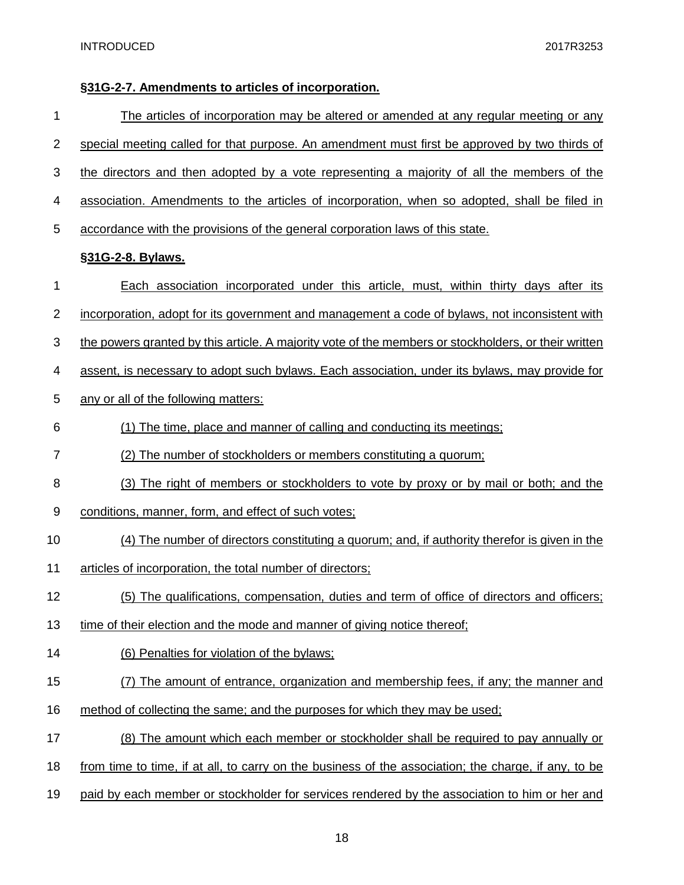**§31G-2-7. Amendments to articles of incorporation.**

The articles of incorporation may be altered or amended at any regular meeting or any special meeting called for that purpose. An amendment must first be approved by two thirds of the directors and then adopted by a vote representing a majority of all the members of the association. Amendments to the articles of incorporation, when so adopted, shall be filed in accordance with the provisions of the general corporation laws of this state.

**§31G-2-8. Bylaws.**

Each association incorporated under this article, must, within thirty days after its incorporation, adopt for its government and management a code of bylaws, not inconsistent with the powers granted by this article. A majority vote of the members or stockholders, or their written assent, is necessary to adopt such bylaws. Each association, under its bylaws, may provide for any or all of the following matters:

(1) The time, place and manner of calling and conducting its meetings;

(2) The number of stockholders or members constituting a quorum;

(3) The right of members or stockholders to vote by proxy or by mail or both; and the conditions, manner, form, and effect of such votes;

(4) The number of directors constituting a quorum; and, if authority therefor is given in the articles of incorporation, the total number of directors;

(5) The qualifications, compensation, duties and term of office of directors and officers; time of their election and the mode and manner of giving notice thereof;

(6) Penalties for violation of the bylaws;

(7) The amount of entrance, organization and membership fees, if any; the manner and method of collecting the same; and the purposes for which they may be used;

(8) The amount which each member or stockholder shall be required to pay annually or from time to time, if at all, to carry on the business of the association; the charge, if any, to be paid by each member or stockholder for services rendered by the association to him or her and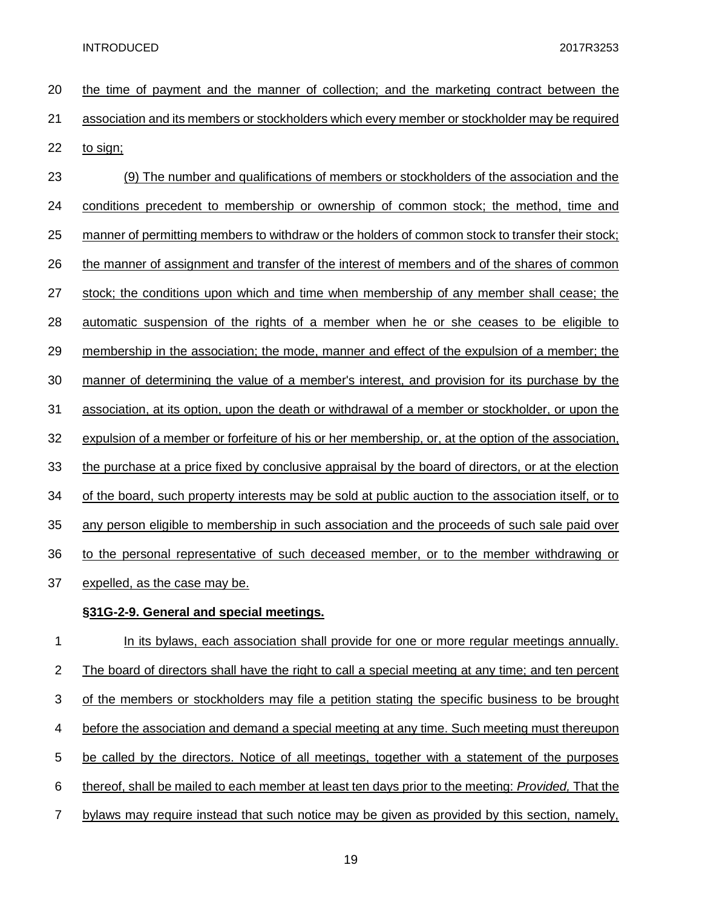the time of payment and the manner of collection; and the marketing contract between the association and its members or stockholders which every member or stockholder may be required to sign;

(9) The number and qualifications of members or stockholders of the association and the conditions precedent to membership or ownership of common stock; the method, time and manner of permitting members to withdraw or the holders of common stock to transfer their stock; the manner of assignment and transfer of the interest of members and of the shares of common stock; the conditions upon which and time when membership of any member shall cease; the automatic suspension of the rights of a member when he or she ceases to be eligible to membership in the association; the mode, manner and effect of the expulsion of a member; the manner of determining the value of a member's interest, and provision for its purchase by the association, at its option, upon the death or withdrawal of a member or stockholder, or upon the expulsion of a member or forfeiture of his or her membership, or, at the option of the association, the purchase at a price fixed by conclusive appraisal by the board of directors, or at the election of the board, such property interests may be sold at public auction to the association itself, or to any person eligible to membership in such association and the proceeds of such sale paid over to the personal representative of such deceased member, or to the member withdrawing or expelled, as the case may be.

**§31G-2-9. General and special meetings.**

In its bylaws, each association shall provide for one or more regular meetings annually. The board of directors shall have the right to call a special meeting at any time; and ten percent of the members or stockholders may file a petition stating the specific business to be brought before the association and demand a special meeting at any time. Such meeting must thereupon be called by the directors. Notice of all meetings, together with a statement of the purposes thereof, shall be mailed to each member at least ten days prior to the meeting: *Provided,* That the bylaws may require instead that such notice may be given as provided by this section, namely,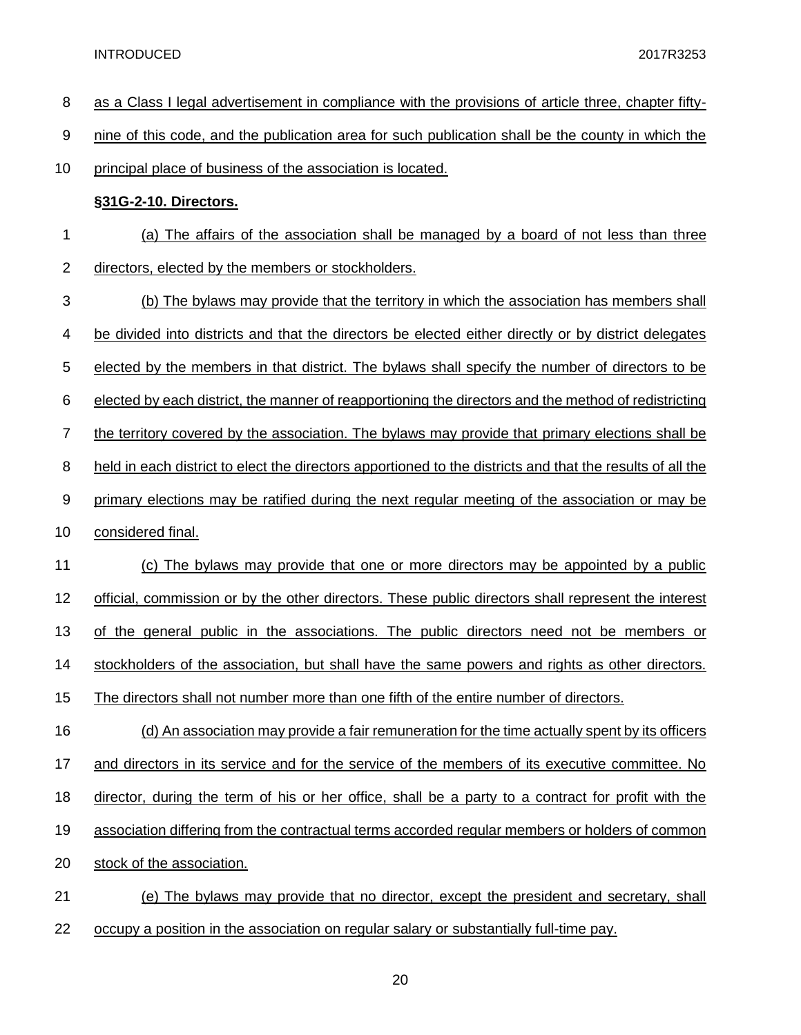as a Class I legal advertisement in compliance with the provisions of article three, chapter fifty-nine of this code, and the publication area for such publication shall be the county in which the principal place of business of the association is located.

**§31G-2-10. Directors.**

(a) The affairs of the association shall be managed by a board of not less than three directors, elected by the members or stockholders.

(b) The bylaws may provide that the territory in which the association has members shall be divided into districts and that the directors be elected either directly or by district delegates elected by the members in that district. The bylaws shall specify the number of directors to be elected by each district, the manner of reapportioning the directors and the method of redistricting the territory covered by the association. The bylaws may provide that primary elections shall be held in each district to elect the directors apportioned to the districts and that the results of all the primary elections may be ratified during the next regular meeting of the association or may be considered final.

(c) The bylaws may provide that one or more directors may be appointed by a public official, commission or by the other directors. These public directors shall represent the interest of the general public in the associations. The public directors need not be members or stockholders of the association, but shall have the same powers and rights as other directors. The directors shall not number more than one fifth of the entire number of directors.

(d) An association may provide a fair remuneration for the time actually spent by its officers and directors in its service and for the service of the members of its executive committee. No director, during the term of his or her office, shall be a party to a contract for profit with the association differing from the contractual terms accorded regular members or holders of common stock of the association.

(e) The bylaws may provide that no director, except the president and secretary, shall occupy a position in the association on regular salary or substantially full-time pay.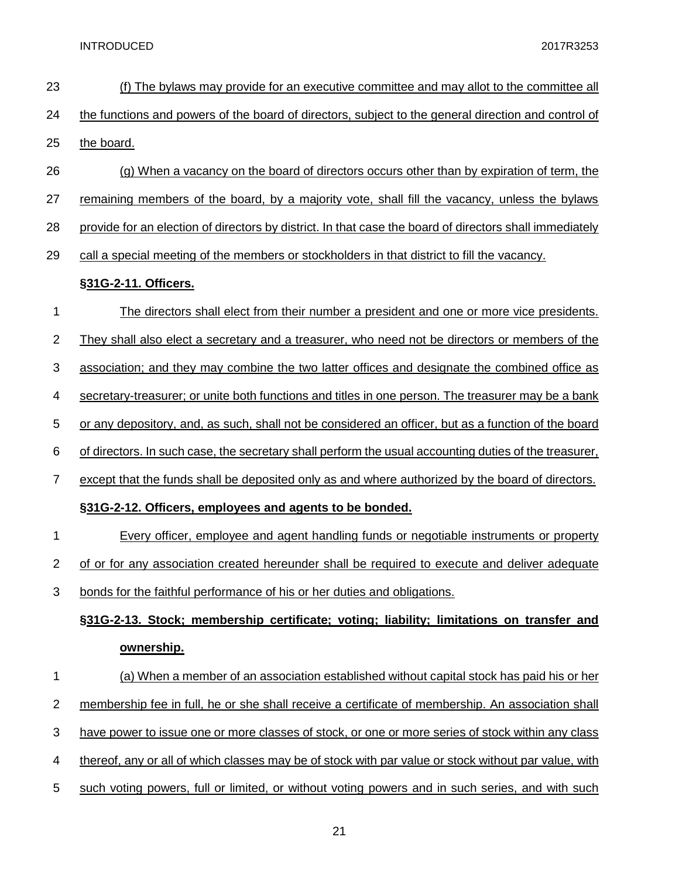(f) The bylaws may provide for an executive committee and may allot to the committee all the functions and powers of the board of directors, subject to the general direction and control of the board.

(g) When a vacancy on the board of directors occurs other than by expiration of term, the remaining members of the board, by a majority vote, shall fill the vacancy, unless the bylaws provide for an election of directors by district. In that case the board of directors shall immediately call a special meeting of the members or stockholders in that district to fill the vacancy.

**§31G-2-11. Officers.**

The directors shall elect from their number a president and one or more vice presidents. They shall also elect a secretary and a treasurer, who need not be directors or members of the association; and they may combine the two latter offices and designate the combined office as secretary-treasurer; or unite both functions and titles in one person. The treasurer may be a bank or any depository, and, as such, shall not be considered an officer, but as a function of the board of directors. In such case, the secretary shall perform the usual accounting duties of the treasurer, except that the funds shall be deposited only as and where authorized by the board of directors.

**§31G-2-12. Officers, employees and agents to be bonded.**

Every officer, employee and agent handling funds or negotiable instruments or property of or for any association created hereunder shall be required to execute and deliver adequate bonds for the faithful performance of his or her duties and obligations.

**§31G-2-13. Stock; membership certificate; voting; liability; limitations on transfer and ownership.**

(a) When a member of an association established without capital stock has paid his or her membership fee in full, he or she shall receive a certificate of membership. An association shall have power to issue one or more classes of stock, or one or more series of stock within any class thereof, any or all of which classes may be of stock with par value or stock without par value, with such voting powers, full or limited, or without voting powers and in such series, and with such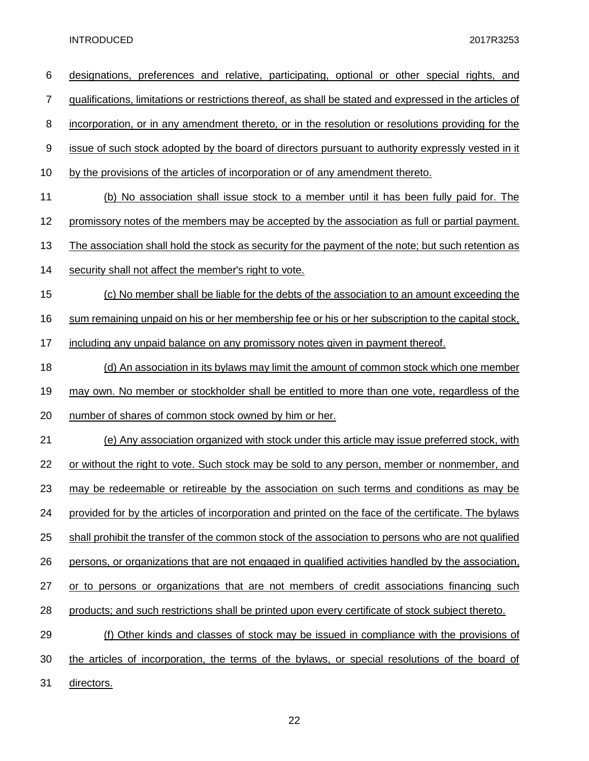designations, preferences and relative, participating, optional or other special rights, and qualifications, limitations or restrictions thereof, as shall be stated and expressed in the articles of incorporation, or in any amendment thereto, or in the resolution or resolutions providing for the issue of such stock adopted by the board of directors pursuant to authority expressly vested in it by the provisions of the articles of incorporation or of any amendment thereto.

(b) No association shall issue stock to a member until it has been fully paid for. The promissory notes of the members may be accepted by the association as full or partial payment. The association shall hold the stock as security for the payment of the note; but such retention as security shall not affect the member's right to vote.

(c) No member shall be liable for the debts of the association to an amount exceeding the sum remaining unpaid on his or her membership fee or his or her subscription to the capital stock, including any unpaid balance on any promissory notes given in payment thereof.

(d) An association in its bylaws may limit the amount of common stock which one member may own. No member or stockholder shall be entitled to more than one vote, regardless of the number of shares of common stock owned by him or her.

(e) Any association organized with stock under this article may issue preferred stock, with or without the right to vote. Such stock may be sold to any person, member or nonmember, and may be redeemable or retireable by the association on such terms and conditions as may be provided for by the articles of incorporation and printed on the face of the certificate. The bylaws shall prohibit the transfer of the common stock of the association to persons who are not qualified persons, or organizations that are not engaged in qualified activities handled by the association, or to persons or organizations that are not members of credit associations financing such products; and such restrictions shall be printed upon every certificate of stock subject thereto.

(f) Other kinds and classes of stock may be issued in compliance with the provisions of the articles of incorporation, the terms of the bylaws, or special resolutions of the board of directors.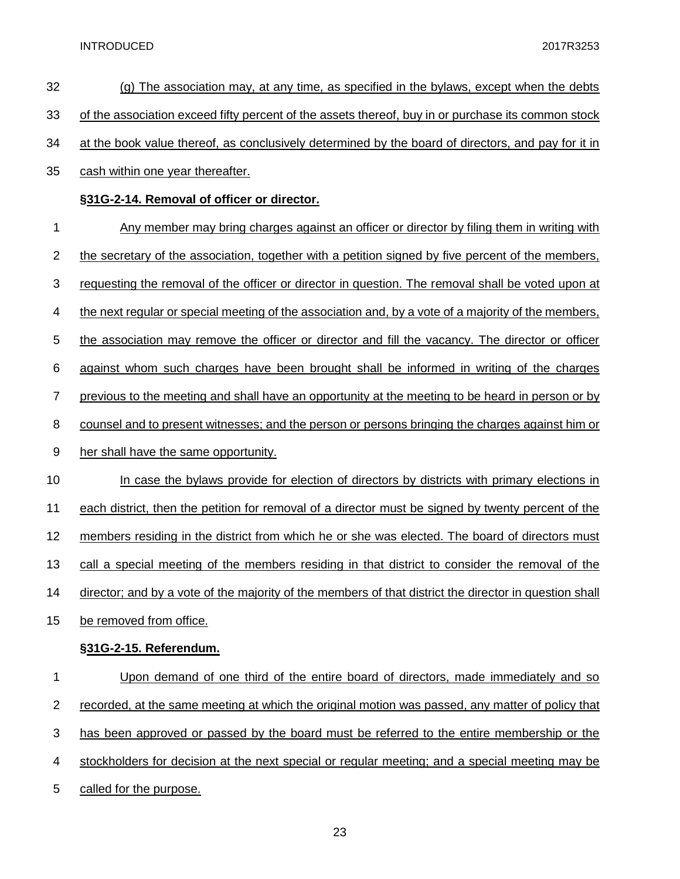(g) The association may, at any time, as specified in the bylaws, except when the debts of the association exceed fifty percent of the assets thereof, buy in or purchase its common stock at the book value thereof, as conclusively determined by the board of directors, and pay for it in cash within one year thereafter.

**§31G-2-14. Removal of officer or director.**

Any member may bring charges against an officer or director by filing them in writing with the secretary of the association, together with a petition signed by five percent of the members, requesting the removal of the officer or director in question. The removal shall be voted upon at the next regular or special meeting of the association and, by a vote of a majority of the members, the association may remove the officer or director and fill the vacancy. The director or officer against whom such charges have been brought shall be informed in writing of the charges previous to the meeting and shall have an opportunity at the meeting to be heard in person or by counsel and to present witnesses; and the person or persons bringing the charges against him or her shall have the same opportunity.

In case the bylaws provide for election of directors by districts with primary elections in each district, then the petition for removal of a director must be signed by twenty percent of the members residing in the district from which he or she was elected. The board of directors must call a special meeting of the members residing in that district to consider the removal of the director; and by a vote of the majority of the members of that district the director in question shall be removed from office.

**§31G-2-15. Referendum.**

Upon demand of one third of the entire board of directors, made immediately and so recorded, at the same meeting at which the original motion was passed, any matter of policy that has been approved or passed by the board must be referred to the entire membership or the stockholders for decision at the next special or regular meeting; and a special meeting may be called for the purpose.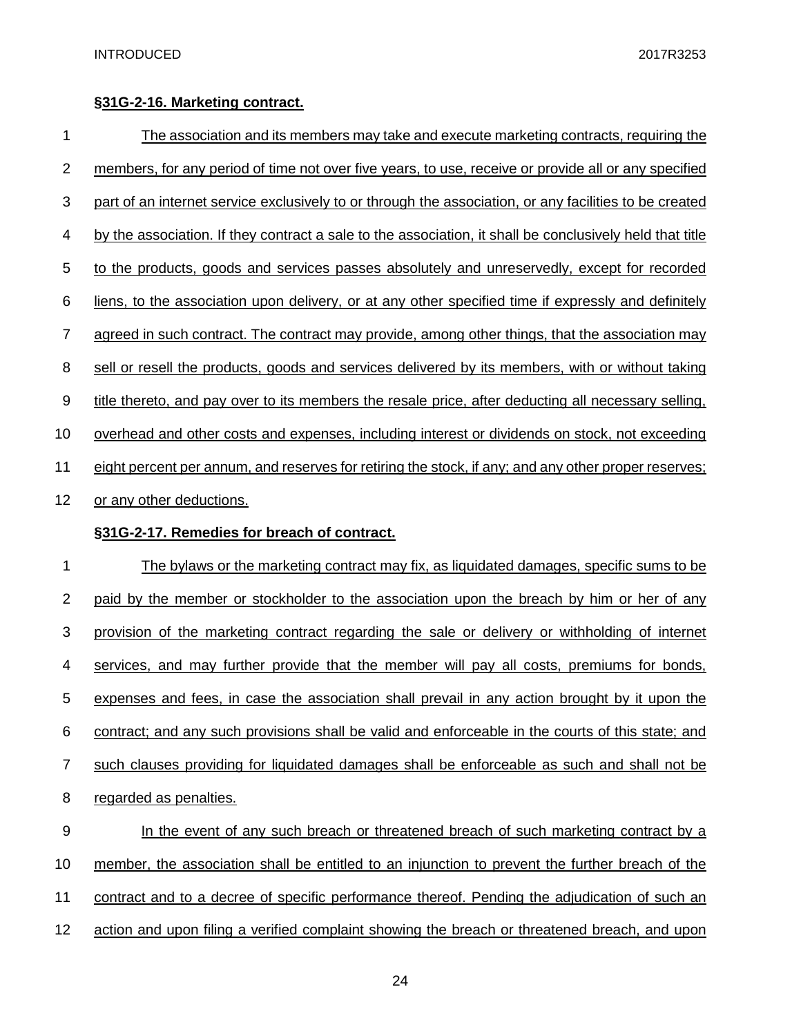**§31G-2-16. Marketing contract.**

The association and its members may take and execute marketing contracts, requiring the members, for any period of time not over five years, to use, receive or provide all or any specified part of an internet service exclusively to or through the association, or any facilities to be created by the association. If they contract a sale to the association, it shall be conclusively held that title to the products, goods and services passes absolutely and unreservedly, except for recorded liens, to the association upon delivery, or at any other specified time if expressly and definitely agreed in such contract. The contract may provide, among other things, that the association may sell or resell the products, goods and services delivered by its members, with or without taking title thereto, and pay over to its members the resale price, after deducting all necessary selling, overhead and other costs and expenses, including interest or dividends on stock, not exceeding eight percent per annum, and reserves for retiring the stock, if any; and any other proper reserves; or any other deductions.

**§31G-2-17. Remedies for breach of contract.**

The bylaws or the marketing contract may fix, as liquidated damages, specific sums to be paid by the member or stockholder to the association upon the breach by him or her of any provision of the marketing contract regarding the sale or delivery or withholding of internet services, and may further provide that the member will pay all costs, premiums for bonds, expenses and fees, in case the association shall prevail in any action brought by it upon the contract; and any such provisions shall be valid and enforceable in the courts of this state; and such clauses providing for liquidated damages shall be enforceable as such and shall not be regarded as penalties.

In the event of any such breach or threatened breach of such marketing contract by a member, the association shall be entitled to an injunction to prevent the further breach of the contract and to a decree of specific performance thereof. Pending the adjudication of such an action and upon filing a verified complaint showing the breach or threatened breach, and upon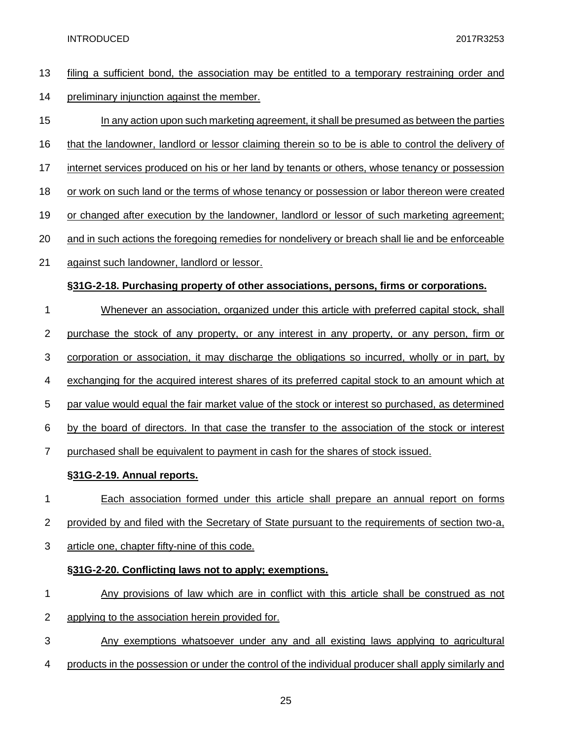filing a sufficient bond, the association may be entitled to a temporary restraining order and preliminary injunction against the member.

In any action upon such marketing agreement, it shall be presumed as between the parties that the landowner, landlord or lessor claiming therein so to be is able to control the delivery of internet services produced on his or her land by tenants or others, whose tenancy or possession or work on such land or the terms of whose tenancy or possession or labor thereon were created or changed after execution by the landowner, landlord or lessor of such marketing agreement; and in such actions the foregoing remedies for nondelivery or breach shall lie and be enforceable against such landowner, landlord or lessor.

**§31G-2-18. Purchasing property of other associations, persons, firms or corporations.**

Whenever an association, organized under this article with preferred capital stock, shall purchase the stock of any property, or any interest in any property, or any person, firm or corporation or association, it may discharge the obligations so incurred, wholly or in part, by exchanging for the acquired interest shares of its preferred capital stock to an amount which at par value would equal the fair market value of the stock or interest so purchased, as determined by the board of directors. In that case the transfer to the association of the stock or interest purchased shall be equivalent to payment in cash for the shares of stock issued.

**§31G-2-19. Annual reports.**

Each association formed under this article shall prepare an annual report on forms provided by and filed with the Secretary of State pursuant to the requirements of section two-a, article one, chapter fifty-nine of this code.

**§31G-2-20. Conflicting laws not to apply; exemptions.**

Any provisions of law which are in conflict with this article shall be construed as not applying to the association herein provided for.

Any exemptions whatsoever under any and all existing laws applying to agricultural products in the possession or under the control of the individual producer shall apply similarly and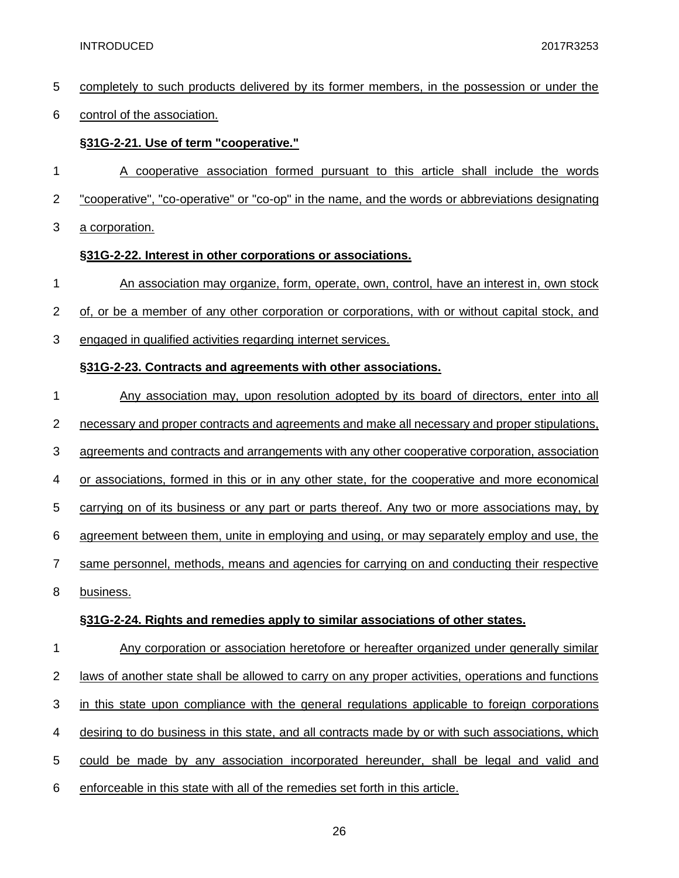completely to such products delivered by its former members, in the possession or under the control of the association.

**§31G-2-21. Use of term "cooperative."**

A cooperative association formed pursuant to this article shall include the words "cooperative", "co-operative" or "co-op" in the name, and the words or abbreviations designating a corporation.

**§31G-2-22. Interest in other corporations or associations.**

An association may organize, form, operate, own, control, have an interest in, own stock of, or be a member of any other corporation or corporations, with or without capital stock, and engaged in qualified activities regarding internet services.

**§31G-2-23. Contracts and agreements with other associations.**

Any association may, upon resolution adopted by its board of directors, enter into all necessary and proper contracts and agreements and make all necessary and proper stipulations, agreements and contracts and arrangements with any other cooperative corporation, association or associations, formed in this or in any other state, for the cooperative and more economical carrying on of its business or any part or parts thereof. Any two or more associations may, by agreement between them, unite in employing and using, or may separately employ and use, the same personnel, methods, means and agencies for carrying on and conducting their respective business.

**§31G-2-24. Rights and remedies apply to similar associations of other states.**

Any corporation or association heretofore or hereafter organized under generally similar laws of another state shall be allowed to carry on any proper activities, operations and functions in this state upon compliance with the general regulations applicable to foreign corporations desiring to do business in this state, and all contracts made by or with such associations, which could be made by any association incorporated hereunder, shall be legal and valid and enforceable in this state with all of the remedies set forth in this article.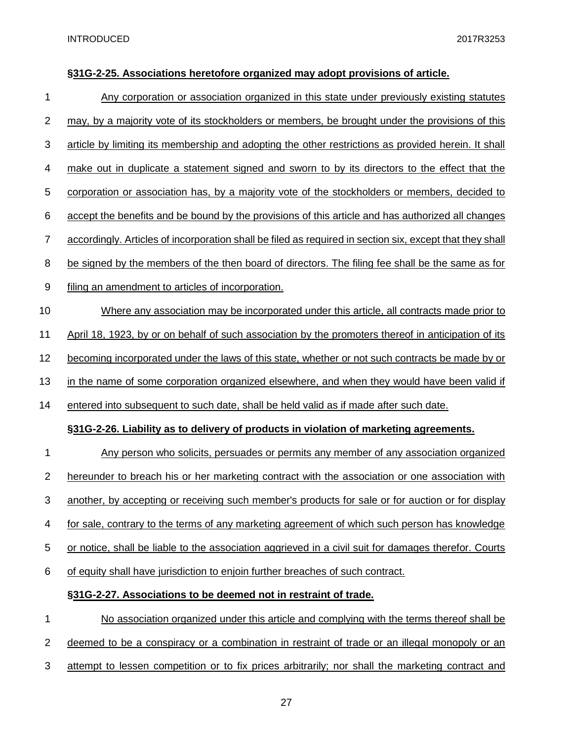**§31G-2-25. Associations heretofore organized may adopt provisions of article.**

Any corporation or association organized in this state under previously existing statutes may, by a majority vote of its stockholders or members, be brought under the provisions of this article by limiting its membership and adopting the other restrictions as provided herein. It shall make out in duplicate a statement signed and sworn to by its directors to the effect that the corporation or association has, by a majority vote of the stockholders or members, decided to accept the benefits and be bound by the provisions of this article and has authorized all changes accordingly. Articles of incorporation shall be filed as required in section six, except that they shall be signed by the members of the then board of directors. The filing fee shall be the same as for filing an amendment to articles of incorporation.

Where any association may be incorporated under this article, all contracts made prior to April 18, 1923, by or on behalf of such association by the promoters thereof in anticipation of its becoming incorporated under the laws of this state, whether or not such contracts be made by or in the name of some corporation organized elsewhere, and when they would have been valid if entered into subsequent to such date, shall be held valid as if made after such date.

**§31G-2-26. Liability as to delivery of products in violation of marketing agreements.**

Any person who solicits, persuades or permits any member of any association organized hereunder to breach his or her marketing contract with the association or one association with another, by accepting or receiving such member's products for sale or for auction or for display for sale, contrary to the terms of any marketing agreement of which such person has knowledge or notice, shall be liable to the association aggrieved in a civil suit for damages therefor. Courts of equity shall have jurisdiction to enjoin further breaches of such contract.

**§31G-2-27. Associations to be deemed not in restraint of trade.**

No association organized under this article and complying with the terms thereof shall be deemed to be a conspiracy or a combination in restraint of trade or an illegal monopoly or an attempt to lessen competition or to fix prices arbitrarily; nor shall the marketing contract and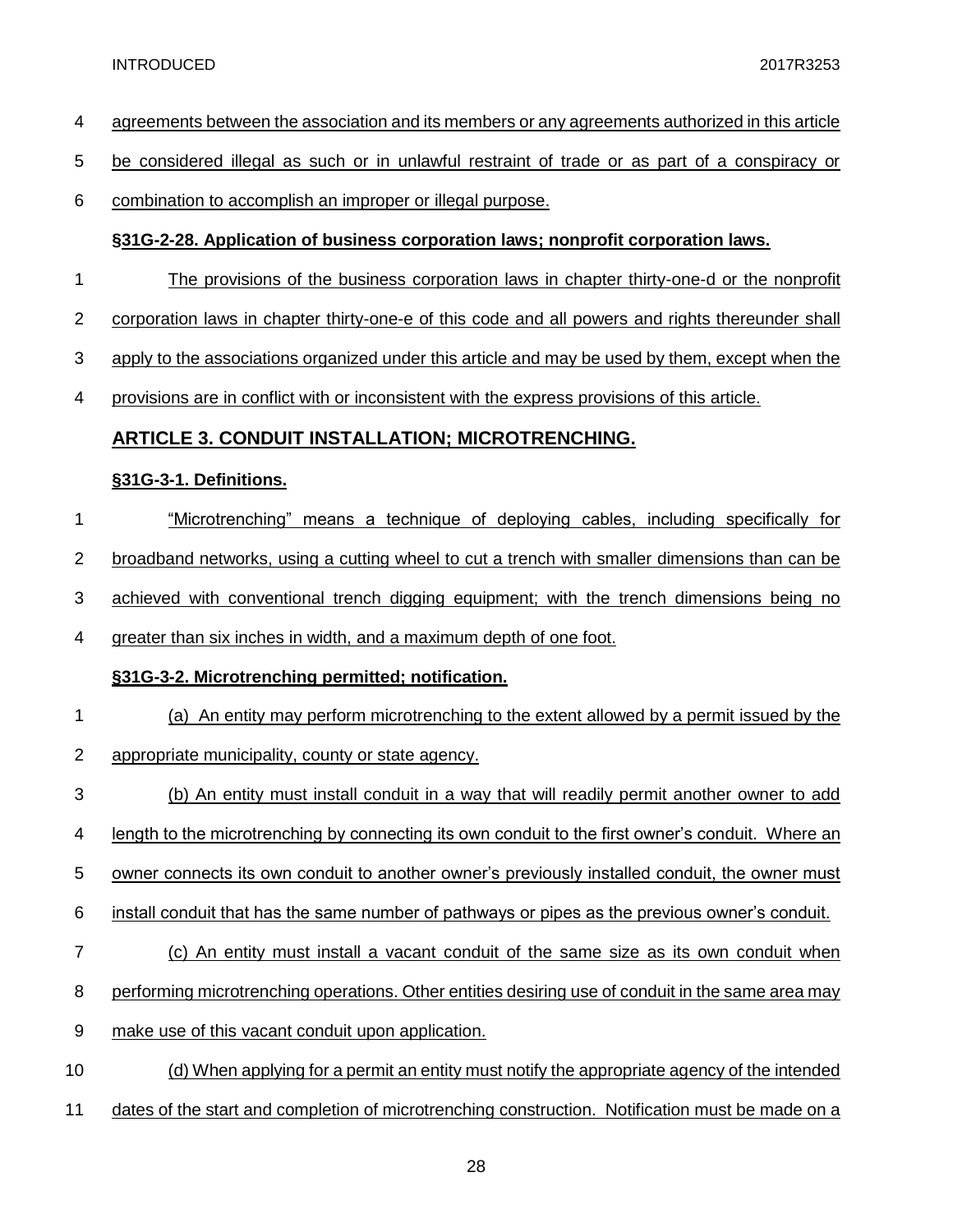agreements between the association and its members or any agreements authorized in this article be considered illegal as such or in unlawful restraint of trade or as part of a conspiracy or combination to accomplish an improper or illegal purpose.

**§31G-2-28. Application of business corporation laws; nonprofit corporation laws.**

The provisions of the business corporation laws in chapter thirty-one-d or the nonprofit corporation laws in chapter thirty-one-e of this code and all powers and rights thereunder shall apply to the associations organized under this article and may be used by them, except when the provisions are in conflict with or inconsistent with the express provisions of this article.

## ARTICLE 3. CONDUIT INSTALLATION; MICROTRENCHING.

**§31G-3-1. Definitions.**

"Microtrenching" means a technique of deploying cables, including specifically for broadband networks, using a cutting wheel to cut a trench with smaller dimensions than can be achieved with conventional trench digging equipment; with the trench dimensions being no greater than six inches in width, and a maximum depth of one foot.

**§31G-3-2. Microtrenching permitted; notification.**

(a) An entity may perform microtrenching to the extent allowed by a permit issued by the appropriate municipality, county or state agency.

(b) An entity must install conduit in a way that will readily permit another owner to add length to the microtrenching by connecting its own conduit to the first owner's conduit. Where an owner connects its own conduit to another owner's previously installed conduit, the owner must install conduit that has the same number of pathways or pipes as the previous owner's conduit.

(c) An entity must install a vacant conduit of the same size as its own conduit when performing microtrenching operations. Other entities desiring use of conduit in the same area may make use of this vacant conduit upon application.

(d) When applying for a permit an entity must notify the appropriate agency of the intended dates of the start and completion of microtrenching construction. Notification must be made on a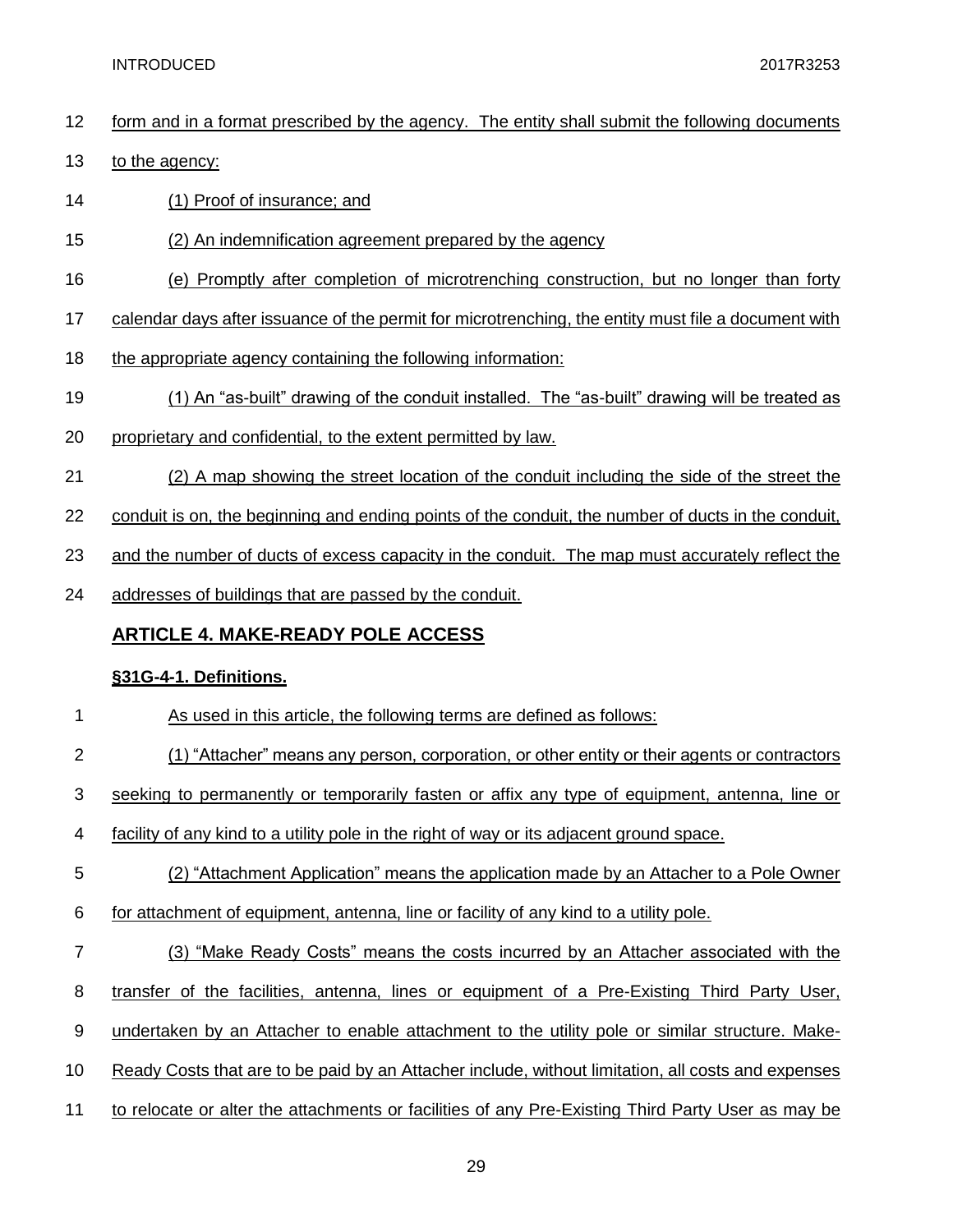form and in a format prescribed by the agency. The entity shall submit the following documents to the agency:

(1) Proof of insurance; and

(2) An indemnification agreement prepared by the agency

(e) Promptly after completion of microtrenching construction, but no longer than forty calendar days after issuance of the permit for microtrenching, the entity must file a document with the appropriate agency containing the following information:

(1) An "as-built" drawing of the conduit installed. The "as-built" drawing will be treated as proprietary and confidential, to the extent permitted by law.

(2) A map showing the street location of the conduit including the side of the street the conduit is on, the beginning and ending points of the conduit, the number of ducts in the conduit, and the number of ducts of excess capacity in the conduit. The map must accurately reflect the addresses of buildings that are passed by the conduit.

## ARTICLE 4. MAKE-READY POLE ACCESS

### §31G-4-1. Definitions.

As used in this article, the following terms are defined as follows:

(1) "Attacher" means any person, corporation, or other entity or their agents or contractors seeking to permanently or temporarily fasten or affix any type of equipment, antenna, line or facility of any kind to a utility pole in the right of way or its adjacent ground space.

(2) "Attachment Application" means the application made by an Attacher to a Pole Owner for attachment of equipment, antenna, line or facility of any kind to a utility pole.

(3) "Make Ready Costs" means the costs incurred by an Attacher associated with the transfer of the facilities, antenna, lines or equipment of a Pre-Existing Third Party User, undertaken by an Attacher to enable attachment to the utility pole or similar structure. Make-Ready Costs that are to be paid by an Attacher include, without limitation, all costs and expenses to relocate or alter the attachments or facilities of any Pre-Existing Third Party User as may be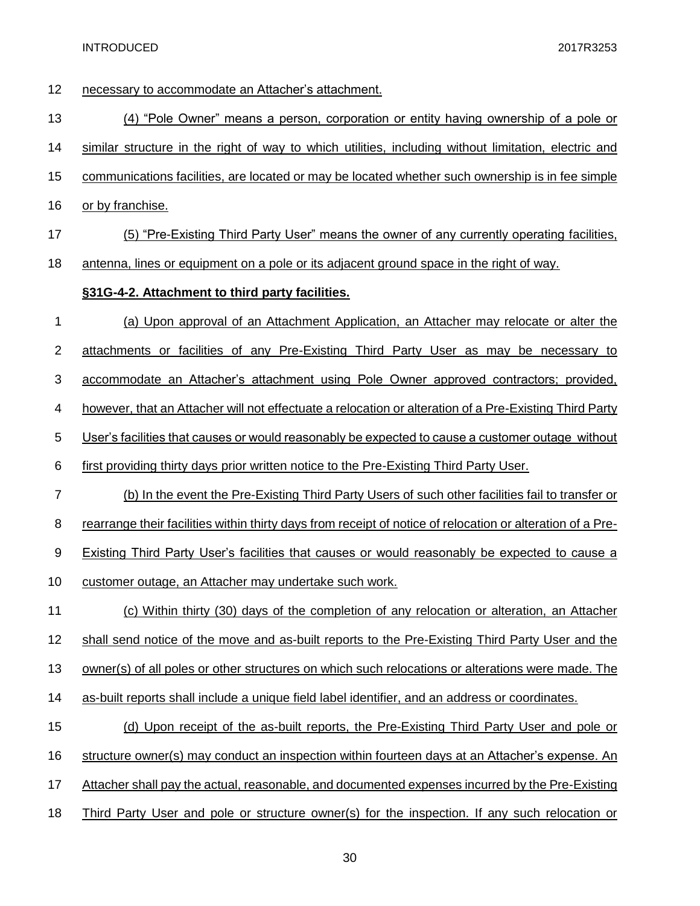necessary to accommodate an Attacher's attachment.

(4) "Pole Owner" means a person, corporation or entity having ownership of a pole or similar structure in the right of way to which utilities, including without limitation, electric and communications facilities, are located or may be located whether such ownership is in fee simple or by franchise.

(5) "Pre-Existing Third Party User" means the owner of any currently operating facilities, antenna, lines or equipment on a pole or its adjacent ground space in the right of way.

**§31G-4-2. Attachment to third party facilities.**

(a) Upon approval of an Attachment Application, an Attacher may relocate or alter the attachments or facilities of any Pre-Existing Third Party User as may be necessary to accommodate an Attacher's attachment using Pole Owner approved contractors; provided, however, that an Attacher will not effectuate a relocation or alteration of a Pre-Existing Third Party User's facilities that causes or would reasonably be expected to cause a customer outage without first providing thirty days prior written notice to the Pre-Existing Third Party User.

(b) In the event the Pre-Existing Third Party Users of such other facilities fail to transfer or rearrange their facilities within thirty days from receipt of notice of relocation or alteration of a Pre-Existing Third Party User's facilities that causes or would reasonably be expected to cause a customer outage, an Attacher may undertake such work.

(c) Within thirty (30) days of the completion of any relocation or alteration, an Attacher shall send notice of the move and as-built reports to the Pre-Existing Third Party User and the owner(s) of all poles or other structures on which such relocations or alterations were made. The as-built reports shall include a unique field label identifier, and an address or coordinates.

(d) Upon receipt of the as-built reports, the Pre-Existing Third Party User and pole or structure owner(s) may conduct an inspection within fourteen days at an Attacher's expense. An Attacher shall pay the actual, reasonable, and documented expenses incurred by the Pre-Existing Third Party User and pole or structure owner(s) for the inspection. If any such relocation or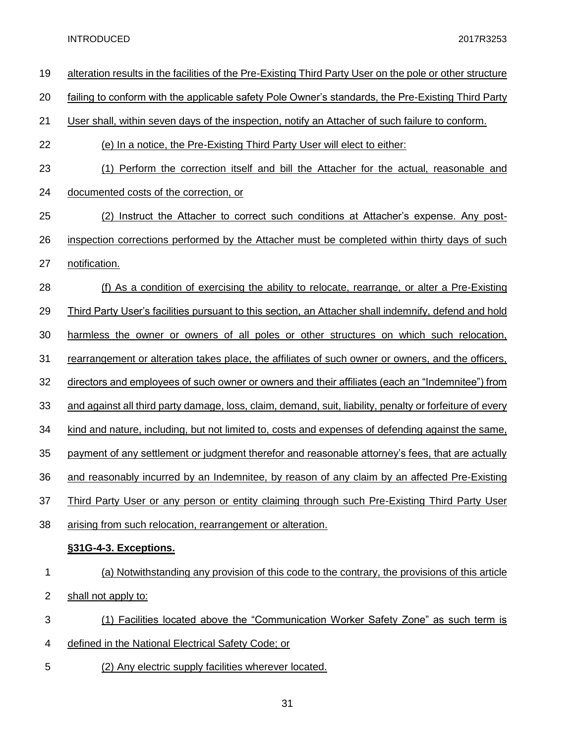alteration results in the facilities of the Pre-Existing Third Party User on the pole or other structure failing to conform with the applicable safety Pole Owner's standards, the Pre-Existing Third Party User shall, within seven days of the inspection, notify an Attacher of such failure to conform.

(e) In a notice, the Pre-Existing Third Party User will elect to either:

(1) Perform the correction itself and bill the Attacher for the actual, reasonable and documented costs of the correction, or

(2) Instruct the Attacher to correct such conditions at Attacher's expense. Any post-inspection corrections performed by the Attacher must be completed within thirty days of such notification.

(f) As a condition of exercising the ability to relocate, rearrange, or alter a Pre-Existing Third Party User's facilities pursuant to this section, an Attacher shall indemnify, defend and hold harmless the owner or owners of all poles or other structures on which such relocation, rearrangement or alteration takes place, the affiliates of such owner or owners, and the officers, directors and employees of such owner or owners and their affiliates (each an "Indemnitee") from and against all third party damage, loss, claim, demand, suit, liability, penalty or forfeiture of every kind and nature, including, but not limited to, costs and expenses of defending against the same, payment of any settlement or judgment therefor and reasonable attorney's fees, that are actually and reasonably incurred by an Indemnitee, by reason of any claim by an affected Pre-Existing Third Party User or any person or entity claiming through such Pre-Existing Third Party User arising from such relocation, rearrangement or alteration.

**§31G-4-3. Exceptions.**

(a) Notwithstanding any provision of this code to the contrary, the provisions of this article shall not apply to:

(1) Facilities located above the "Communication Worker Safety Zone" as such term is defined in the National Electrical Safety Code; or

(2) Any electric supply facilities wherever located.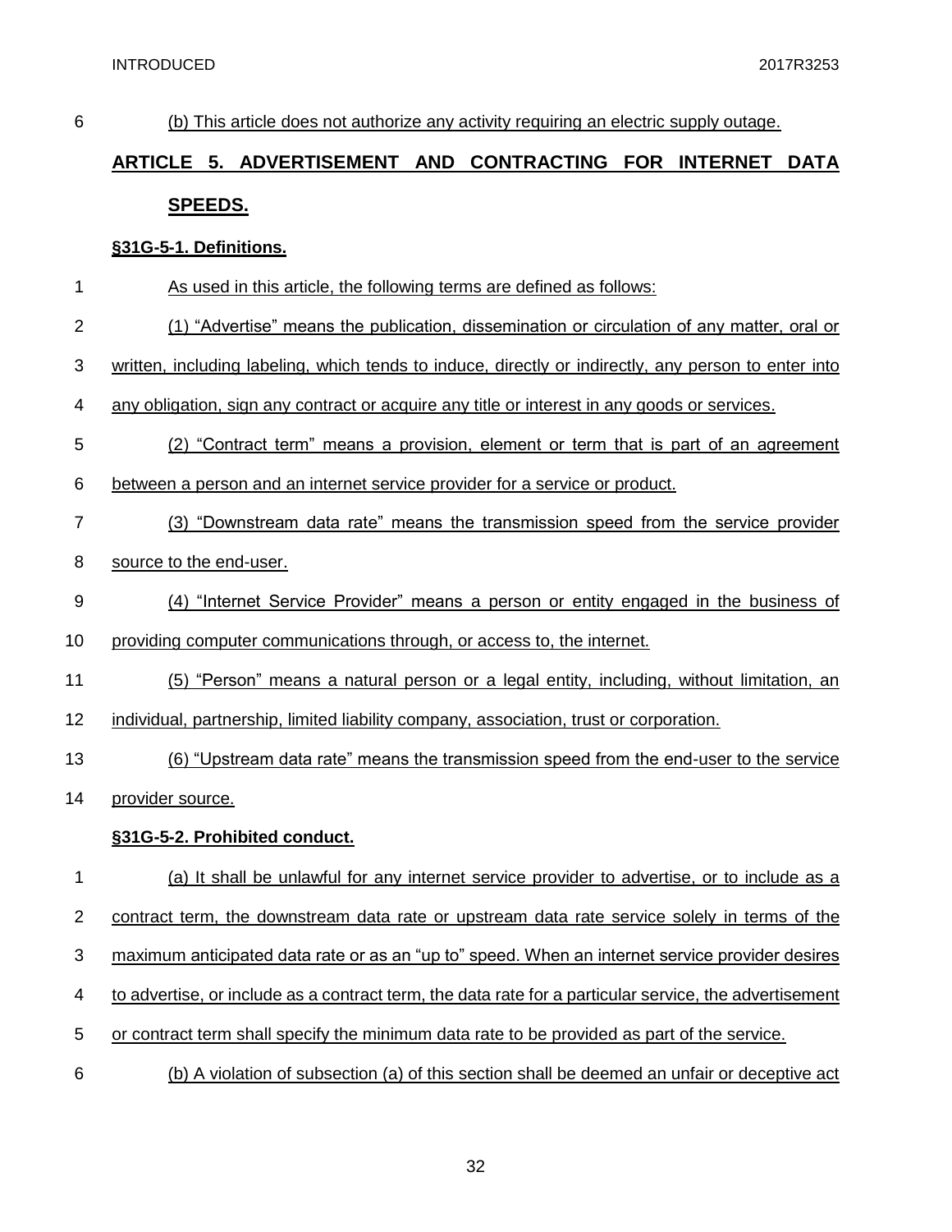(b) This article does not authorize any activity requiring an electric supply outage.

## ARTICLE 5. ADVERTISEMENT AND CONTRACTING FOR INTERNET DATA SPEEDS.

### §31G-5-1. Definitions.

As used in this article, the following terms are defined as follows:

(1) "Advertise" means the publication, dissemination or circulation of any matter, oral or written, including labeling, which tends to induce, directly or indirectly, any person to enter into any obligation, sign any contract or acquire any title or interest in any goods or services.

(2) "Contract term" means a provision, element or term that is part of an agreement between a person and an internet service provider for a service or product.

(3) "Downstream data rate" means the transmission speed from the service provider source to the end-user.

(4) "Internet Service Provider" means a person or entity engaged in the business of providing computer communications through, or access to, the internet.

(5) "Person" means a natural person or a legal entity, including, without limitation, an individual, partnership, limited liability company, association, trust or corporation.

(6) "Upstream data rate" means the transmission speed from the end-user to the service provider source.

### §31G-5-2. Prohibited conduct.

(a) It shall be unlawful for any internet service provider to advertise, or to include as a contract term, the downstream data rate or upstream data rate service solely in terms of the maximum anticipated data rate or as an "up to" speed. When an internet service provider desires to advertise, or include as a contract term, the data rate for a particular service, the advertisement or contract term shall specify the minimum data rate to be provided as part of the service.

(b) A violation of subsection (a) of this section shall be deemed an unfair or deceptive act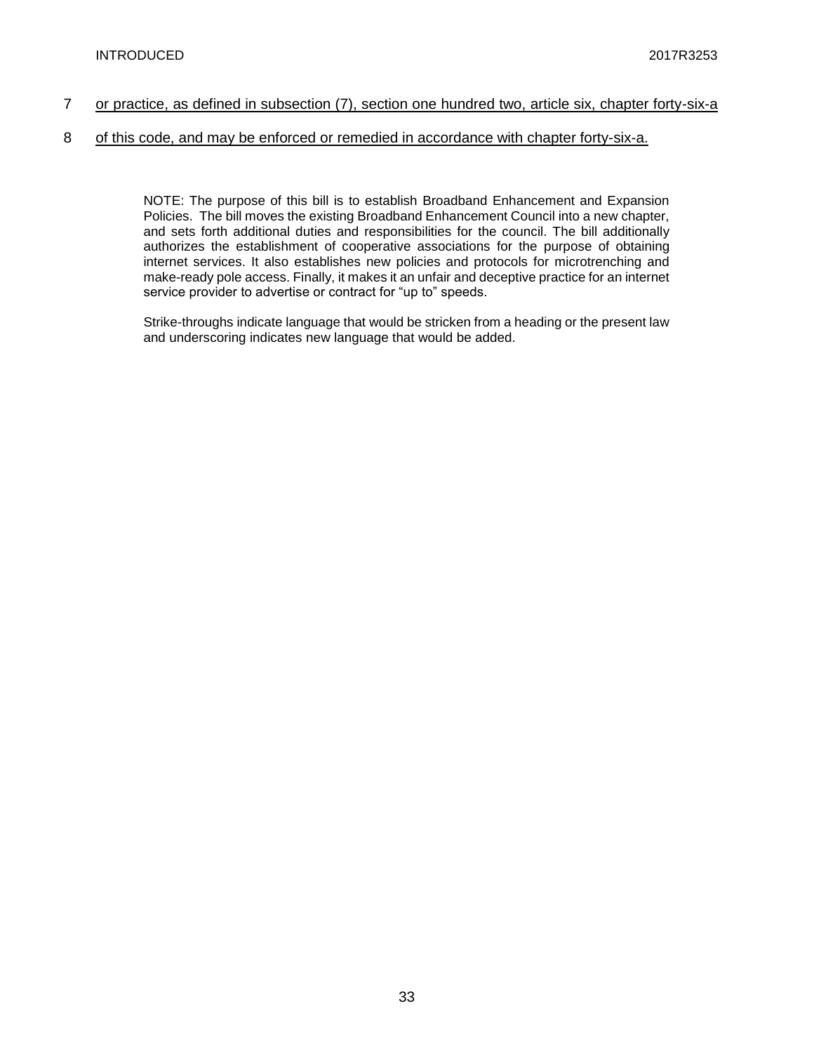7 or practice, as defined in subsection (7), section one hundred two, article six, chapter forty-six-a

8 of this code, and may be enforced or remedied in accordance with chapter forty-six-a.

NOTE: The purpose of this bill is to establish Broadband Enhancement and Expansion Policies. The bill moves the existing Broadband Enhancement Council into a new chapter, and sets forth additional duties and responsibilities for the council. The bill additionally authorizes the establishment of cooperative associations for the purpose of obtaining internet services. It also establishes new policies and protocols for microtrenching and make-ready pole access. Finally, it makes it an unfair and deceptive practice for an internet service provider to advertise or contract for "up to" speeds.

Strike-throughs indicate language that would be stricken from a heading or the present law and underscoring indicates new language that would be added.